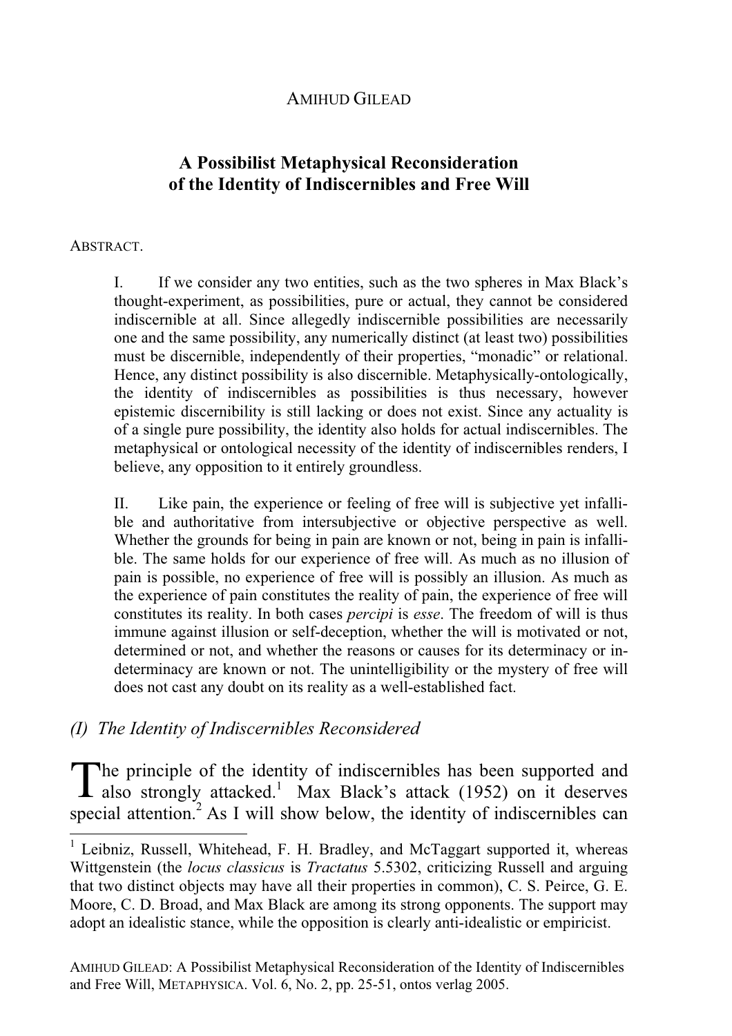AMIHUD GILEAD

# A Possibilist Metaphysical Reconsideration of the Identity of Indiscernibles and Free Will

ABSTRACT.

I. If we consider any two entities, such as the two spheres in Max Black's thought-experiment, as possibilities, pure or actual, they cannot be considered indiscernible at all. Since allegedly indiscernible possibilities are necessarily one and the same possibility, any numerically distinct (at least two) possibilities must be discernible, independently of their properties, "monadic" or relational. Hence, any distinct possibility is also discernible. Metaphysically-ontologically, the identity of indiscernibles as possibilities is thus necessary, however epistemic discernibility is still lacking or does not exist. Since any actuality is of a single pure possibility, the identity also holds for actual indiscernibles. The metaphysical or ontological necessity of the identity of indiscernibles renders, I believe, any opposition to it entirely groundless.

II. Like pain, the experience or feeling of free will is subjective yet infallible and authoritative from intersubjective or objective perspective as well. Whether the grounds for being in pain are known or not, being in pain is infallible. The same holds for our experience of free will. As much as no illusion of pain is possible, no experience of free will is possibly an illusion. As much as the experience of pain constitutes the reality of pain, the experience of free will constitutes its reality. In both cases *percipi* is *esse*. The freedom of will is thus immune against illusion or self-deception, whether the will is motivated or not, determined or not, and whether the reasons or causes for its determinacy or indeterminacy are known or not. The unintelligibility or the mystery of free will does not cast any doubt on its reality as a well-established fact.

## *(I) The Identity of Indiscernibles Reconsidered*

The principle of the identity of indiscernibles has been supported and also strongly attacked.[1] Max Black's attack (1952) on it deserves special attention.[2] As I will show below, the identity of indiscernibles can

[1] Leibniz, Russell, Whitehead, F. H. Bradley, and McTaggart supported it, whereas Wittgenstein (the *locus classicus* is *Tractatus* 5.5302, criticizing Russell and arguing that two distinct objects may have all their properties in common), C. S. Peirce, G. E. Moore, C. D. Broad, and Max Black are among its strong opponents. The support may adopt an idealistic stance, while the opposition is clearly anti-idealistic or empiricist.

AMIHUD GILEAD: A Possibilist Metaphysical Reconsideration of the Identity of Indiscernibles and Free Will, METAPHYSICA. Vol. 6, No. 2, pp. 25-51, ontos verlag 2005.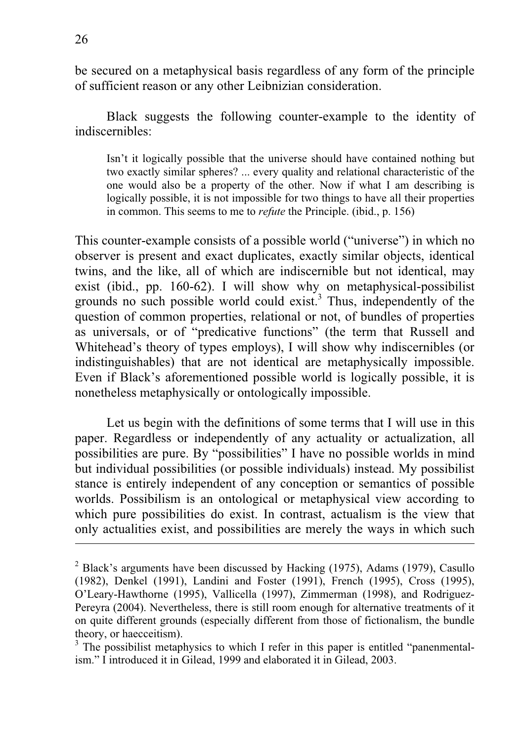be secured on a metaphysical basis regardless of any form of the principle of sufficient reason or any other Leibnizian consideration.

Black suggests the following counter-example to the identity of indiscernibles:

> Isn't it logically possible that the universe should have contained nothing but two exactly similar spheres? ... every quality and relational characteristic of the one would also be a property of the other. Now if what I am describing is logically possible, it is not impossible for two things to have all their properties in common. This seems to me to *refute* the Principle. (ibid., p. 156)

This counter-example consists of a possible world ("universe") in which no observer is present and exact duplicates, exactly similar objects, identical twins, and the like, all of which are indiscernible but not identical, may exist (ibid., pp. 160-62). I will show why on metaphysical-possibilist grounds no such possible world could exist.[3] Thus, independently of the question of common properties, relational or not, of bundles of properties as universals, or of "predicative functions" (the term that Russell and Whitehead's theory of types employs), I will show why indiscernibles (or indistinguishables) that are not identical are metaphysically impossible. Even if Black's aforementioned possible world is logically possible, it is nonetheless metaphysically or ontologically impossible.

Let us begin with the definitions of some terms that I will use in this paper. Regardless or independently of any actuality or actualization, all possibilities are pure. By "possibilities" I have no possible worlds in mind but individual possibilities (or possible individuals) instead. My possibilist stance is entirely independent of any conception or semantics of possible worlds. Possibilism is an ontological or metaphysical view according to which pure possibilities do exist. In contrast, actualism is the view that only actualities exist, and possibilities are merely the ways in which such

---

[2] Black's arguments have been discussed by Hacking (1975), Adams (1979), Casullo (1982), Denkel (1991), Landini and Foster (1991), French (1995), Cross (1995), O'Leary-Hawthorne (1995), Vallicella (1997), Zimmerman (1998), and Rodriguez-Pereyra (2004). Nevertheless, there is still room enough for alternative treatments of it on quite different grounds (especially different from those of fictionalism, the bundle theory, or haecceitism).

[3] The possibilist metaphysics to which I refer in this paper is entitled "panenmentalism." I introduced it in Gilead, 1999 and elaborated it in Gilead, 2003.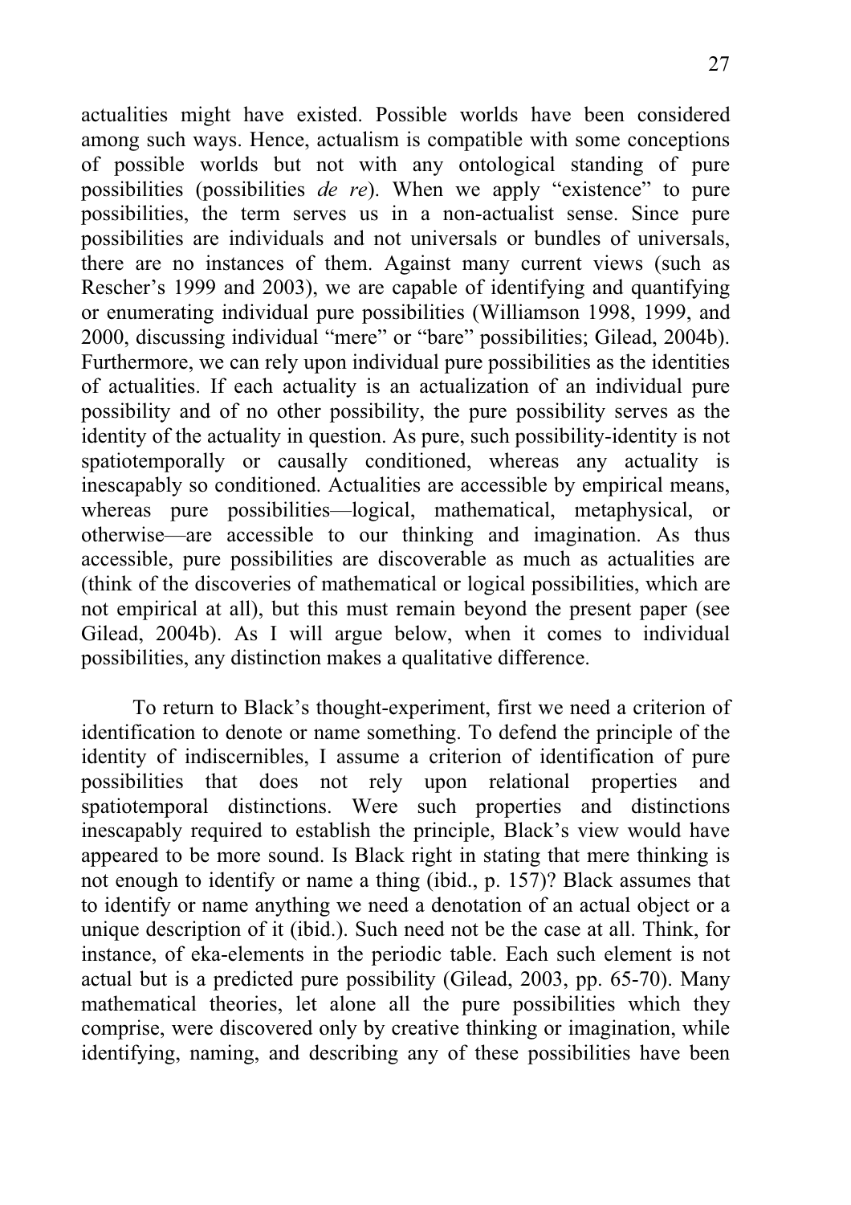actualities might have existed. Possible worlds have been considered among such ways. Hence, actualism is compatible with some conceptions of possible worlds but not with any ontological standing of pure possibilities (possibilities *de re*). When we apply "existence" to pure possibilities, the term serves us in a non-actualist sense. Since pure possibilities are individuals and not universals or bundles of universals, there are no instances of them. Against many current views (such as Rescher's 1999 and 2003), we are capable of identifying and quantifying or enumerating individual pure possibilities (Williamson 1998, 1999, and 2000, discussing individual "mere" or "bare" possibilities; Gilead, 2004b). Furthermore, we can rely upon individual pure possibilities as the identities of actualities. If each actuality is an actualization of an individual pure possibility and of no other possibility, the pure possibility serves as the identity of the actuality in question. As pure, such possibility-identity is not spatiotemporally or causally conditioned, whereas any actuality is inescapably so conditioned. Actualities are accessible by empirical means, whereas pure possibilities—logical, mathematical, metaphysical, or otherwise—are accessible to our thinking and imagination. As thus accessible, pure possibilities are discoverable as much as actualities are (think of the discoveries of mathematical or logical possibilities, which are not empirical at all), but this must remain beyond the present paper (see Gilead, 2004b). As I will argue below, when it comes to individual possibilities, any distinction makes a qualitative difference.

To return to Black's thought-experiment, first we need a criterion of identification to denote or name something. To defend the principle of the identity of indiscernibles, I assume a criterion of identification of pure possibilities that does not rely upon relational properties and spatiotemporal distinctions. Were such properties and distinctions inescapably required to establish the principle, Black's view would have appeared to be more sound. Is Black right in stating that mere thinking is not enough to identify or name a thing (ibid., p. 157)? Black assumes that to identify or name anything we need a denotation of an actual object or a unique description of it (ibid.). Such need not be the case at all. Think, for instance, of eka-elements in the periodic table. Each such element is not actual but is a predicted pure possibility (Gilead, 2003, pp. 65-70). Many mathematical theories, let alone all the pure possibilities which they comprise, were discovered only by creative thinking or imagination, while identifying, naming, and describing any of these possibilities have been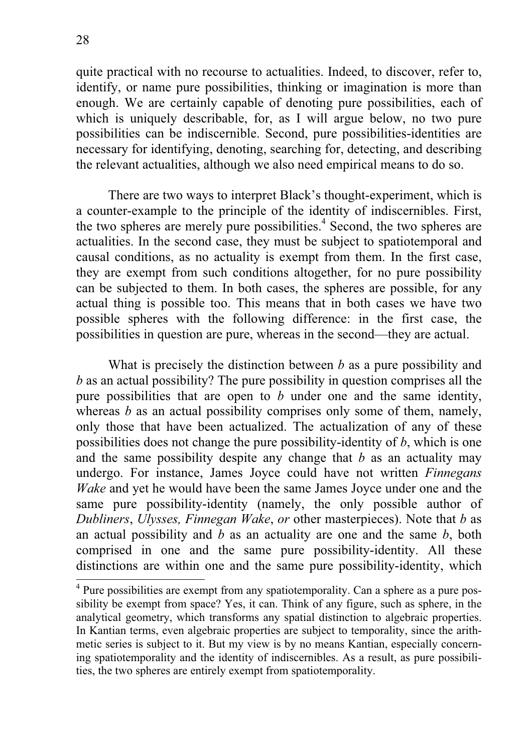quite practical with no recourse to actualities. Indeed, to discover, refer to, identify, or name pure possibilities, thinking or imagination is more than enough. We are certainly capable of denoting pure possibilities, each of which is uniquely describable, for, as I will argue below, no two pure possibilities can be indiscernible. Second, pure possibilities-identities are necessary for identifying, denoting, searching for, detecting, and describing the relevant actualities, although we also need empirical means to do so.

There are two ways to interpret Black's thought-experiment, which is a counter-example to the principle of the identity of indiscernibles. First, the two spheres are merely pure possibilities.[4] Second, the two spheres are actualities. In the second case, they must be subject to spatiotemporal and causal conditions, as no actuality is exempt from them. In the first case, they are exempt from such conditions altogether, for no pure possibility can be subjected to them. In both cases, the spheres are possible, for any actual thing is possible too. This means that in both cases we have two possible spheres with the following difference: in the first case, the possibilities in question are pure, whereas in the second—they are actual.

What is precisely the distinction between *b* as a pure possibility and *b* as an actual possibility? The pure possibility in question comprises all the pure possibilities that are open to *b* under one and the same identity, whereas *b* as an actual possibility comprises only some of them, namely, only those that have been actualized. The actualization of any of these possibilities does not change the pure possibility-identity of *b*, which is one and the same possibility despite any change that *b* as an actuality may undergo. For instance, James Joyce could have not written *Finnegans Wake* and yet he would have been the same James Joyce under one and the same pure possibility-identity (namely, the only possible author of *Dubliners*, *Ulysses, Finnegan Wake*, *or* other masterpieces). Note that *b* as an actual possibility and *b* as an actuality are one and the same *b*, both comprised in one and the same pure possibility-identity. All these distinctions are within one and the same pure possibility-identity, which

[4] Pure possibilities are exempt from any spatiotemporality. Can a sphere as a pure possibility be exempt from space? Yes, it can. Think of any figure, such as sphere, in the analytical geometry, which transforms any spatial distinction to algebraic properties. In Kantian terms, even algebraic properties are subject to temporality, since the arithmetic series is subject to it. But my view is by no means Kantian, especially concerning spatiotemporality and the identity of indiscernibles. As a result, as pure possibilities, the two spheres are entirely exempt from spatiotemporality.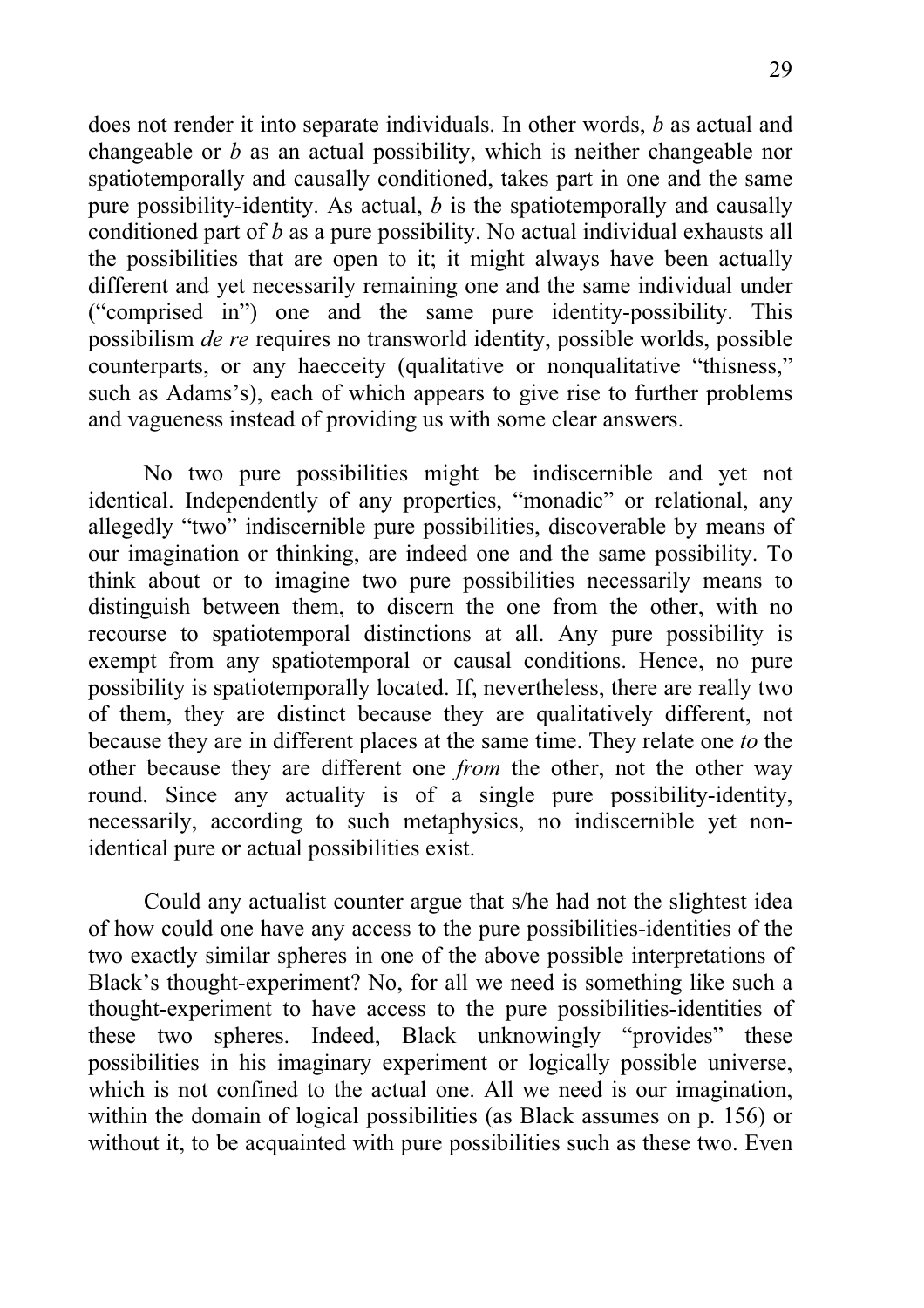does not render it into separate individuals. In other words, *b* as actual and changeable or *b* as an actual possibility, which is neither changeable nor spatiotemporally and causally conditioned, takes part in one and the same pure possibility-identity. As actual, *b* is the spatiotemporally and causally conditioned part of *b* as a pure possibility. No actual individual exhausts all the possibilities that are open to it; it might always have been actually different and yet necessarily remaining one and the same individual under ("comprised in") one and the same pure identity-possibility. This possibilism *de re* requires no transworld identity, possible worlds, possible counterparts, or any haecceity (qualitative or nonqualitative "thisness," such as Adams's), each of which appears to give rise to further problems and vagueness instead of providing us with some clear answers.

No two pure possibilities might be indiscernible and yet not identical. Independently of any properties, "monadic" or relational, any allegedly "two" indiscernible pure possibilities, discoverable by means of our imagination or thinking, are indeed one and the same possibility. To think about or to imagine two pure possibilities necessarily means to distinguish between them, to discern the one from the other, with no recourse to spatiotemporal distinctions at all. Any pure possibility is exempt from any spatiotemporal or causal conditions. Hence, no pure possibility is spatiotemporally located. If, nevertheless, there are really two of them, they are distinct because they are qualitatively different, not because they are in different places at the same time. They relate one *to* the other because they are different one *from* the other, not the other way round. Since any actuality is of a single pure possibility-identity, necessarily, according to such metaphysics, no indiscernible yet non-identical pure or actual possibilities exist.

Could any actualist counter argue that s/he had not the slightest idea of how could one have any access to the pure possibilities-identities of the two exactly similar spheres in one of the above possible interpretations of Black's thought-experiment? No, for all we need is something like such a thought-experiment to have access to the pure possibilities-identities of these two spheres. Indeed, Black unknowingly "provides" these possibilities in his imaginary experiment or logically possible universe, which is not confined to the actual one. All we need is our imagination, within the domain of logical possibilities (as Black assumes on p. 156) or without it, to be acquainted with pure possibilities such as these two. Even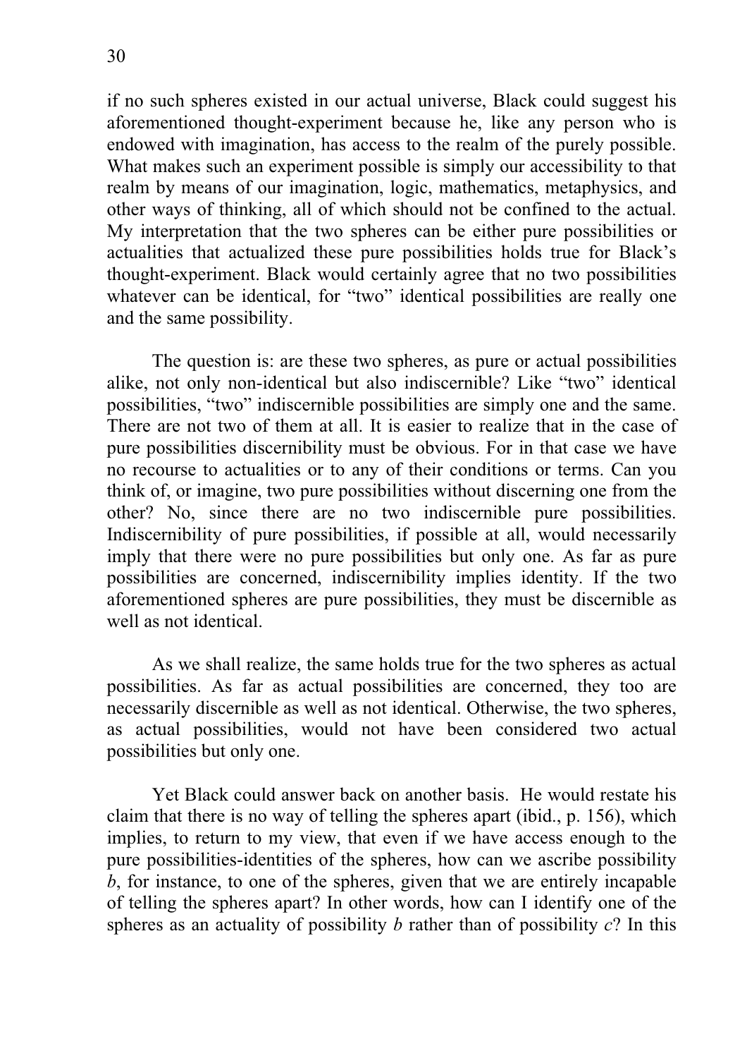if no such spheres existed in our actual universe, Black could suggest his aforementioned thought-experiment because he, like any person who is endowed with imagination, has access to the realm of the purely possible. What makes such an experiment possible is simply our accessibility to that realm by means of our imagination, logic, mathematics, metaphysics, and other ways of thinking, all of which should not be confined to the actual. My interpretation that the two spheres can be either pure possibilities or actualities that actualized these pure possibilities holds true for Black's thought-experiment. Black would certainly agree that no two possibilities whatever can be identical, for "two" identical possibilities are really one and the same possibility.

The question is: are these two spheres, as pure or actual possibilities alike, not only non-identical but also indiscernible? Like "two" identical possibilities, "two" indiscernible possibilities are simply one and the same. There are not two of them at all. It is easier to realize that in the case of pure possibilities discernibility must be obvious. For in that case we have no recourse to actualities or to any of their conditions or terms. Can you think of, or imagine, two pure possibilities without discerning one from the other? No, since there are no two indiscernible pure possibilities. Indiscernibility of pure possibilities, if possible at all, would necessarily imply that there were no pure possibilities but only one. As far as pure possibilities are concerned, indiscernibility implies identity. If the two aforementioned spheres are pure possibilities, they must be discernible as well as not identical.

As we shall realize, the same holds true for the two spheres as actual possibilities. As far as actual possibilities are concerned, they too are necessarily discernible as well as not identical. Otherwise, the two spheres, as actual possibilities, would not have been considered two actual possibilities but only one.

Yet Black could answer back on another basis. He would restate his claim that there is no way of telling the spheres apart (ibid., p. 156), which implies, to return to my view, that even if we have access enough to the pure possibilities-identities of the spheres, how can we ascribe possibility *b*, for instance, to one of the spheres, given that we are entirely incapable of telling the spheres apart? In other words, how can I identify one of the spheres as an actuality of possibility *b* rather than of possibility *c*? In this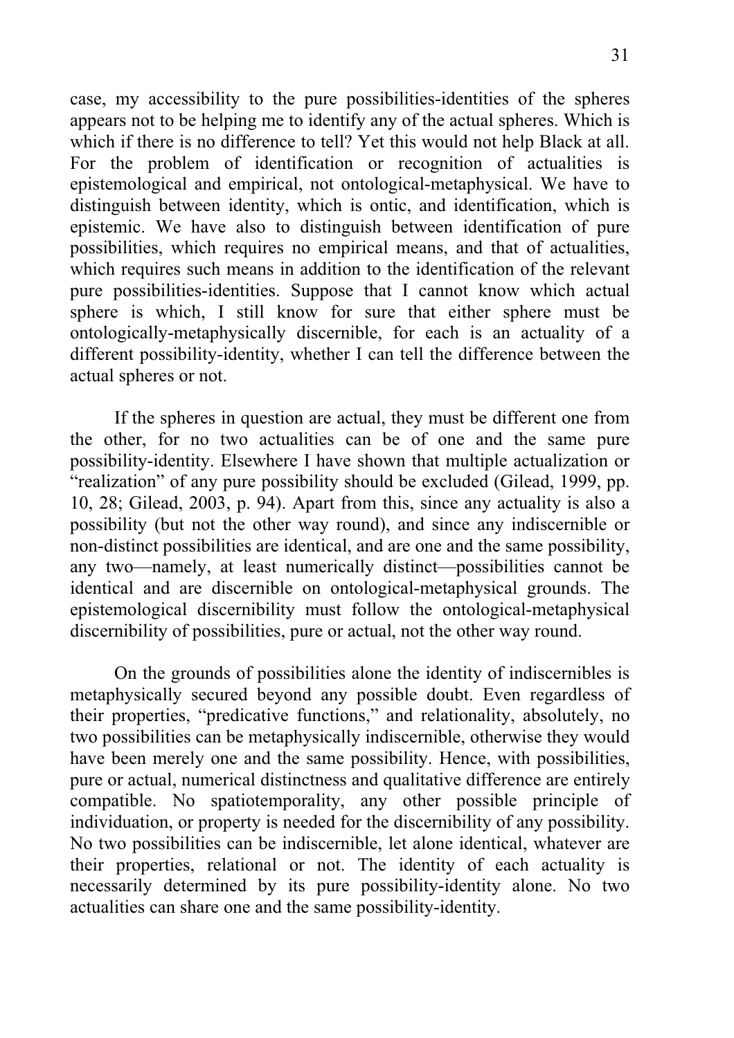case, my accessibility to the pure possibilities-identities of the spheres appears not to be helping me to identify any of the actual spheres. Which is which if there is no difference to tell? Yet this would not help Black at all. For the problem of identification or recognition of actualities is epistemological and empirical, not ontological-metaphysical. We have to distinguish between identity, which is ontic, and identification, which is epistemic. We have also to distinguish between identification of pure possibilities, which requires no empirical means, and that of actualities, which requires such means in addition to the identification of the relevant pure possibilities-identities. Suppose that I cannot know which actual sphere is which, I still know for sure that either sphere must be ontologically-metaphysically discernible, for each is an actuality of a different possibility-identity, whether I can tell the difference between the actual spheres or not.

If the spheres in question are actual, they must be different one from the other, for no two actualities can be of one and the same pure possibility-identity. Elsewhere I have shown that multiple actualization or "realization" of any pure possibility should be excluded (Gilead, 1999, pp. 10, 28; Gilead, 2003, p. 94). Apart from this, since any actuality is also a possibility (but not the other way round), and since any indiscernible or non-distinct possibilities are identical, and are one and the same possibility, any two—namely, at least numerically distinct—possibilities cannot be identical and are discernible on ontological-metaphysical grounds. The epistemological discernibility must follow the ontological-metaphysical discernibility of possibilities, pure or actual, not the other way round.

On the grounds of possibilities alone the identity of indiscernibles is metaphysically secured beyond any possible doubt. Even regardless of their properties, "predicative functions," and relationality, absolutely, no two possibilities can be metaphysically indiscernible, otherwise they would have been merely one and the same possibility. Hence, with possibilities, pure or actual, numerical distinctness and qualitative difference are entirely compatible. No spatiotemporality, any other possible principle of individuation, or property is needed for the discernibility of any possibility. No two possibilities can be indiscernible, let alone identical, whatever are their properties, relational or not. The identity of each actuality is necessarily determined by its pure possibility-identity alone. No two actualities can share one and the same possibility-identity.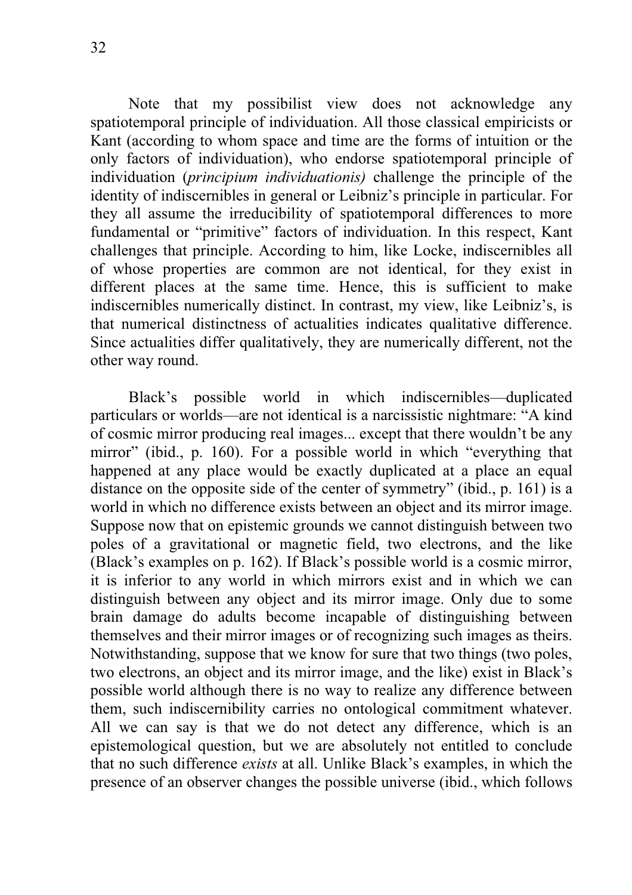Note that my possibilist view does not acknowledge any spatiotemporal principle of individuation. All those classical empiricists or Kant (according to whom space and time are the forms of intuition or the only factors of individuation), who endorse spatiotemporal principle of individuation (*principium individuationis)* challenge the principle of the identity of indiscernibles in general or Leibniz's principle in particular. For they all assume the irreducibility of spatiotemporal differences to more fundamental or "primitive" factors of individuation. In this respect, Kant challenges that principle. According to him, like Locke, indiscernibles all of whose properties are common are not identical, for they exist in different places at the same time. Hence, this is sufficient to make indiscernibles numerically distinct. In contrast, my view, like Leibniz's, is that numerical distinctness of actualities indicates qualitative difference. Since actualities differ qualitatively, they are numerically different, not the other way round.

Black's possible world in which indiscernibles—duplicated particulars or worlds—are not identical is a narcissistic nightmare: "A kind of cosmic mirror producing real images... except that there wouldn't be any mirror" (ibid., p. 160). For a possible world in which "everything that happened at any place would be exactly duplicated at a place an equal distance on the opposite side of the center of symmetry" (ibid., p. 161) is a world in which no difference exists between an object and its mirror image. Suppose now that on epistemic grounds we cannot distinguish between two poles of a gravitational or magnetic field, two electrons, and the like (Black's examples on p. 162). If Black's possible world is a cosmic mirror, it is inferior to any world in which mirrors exist and in which we can distinguish between any object and its mirror image. Only due to some brain damage do adults become incapable of distinguishing between themselves and their mirror images or of recognizing such images as theirs. Notwithstanding, suppose that we know for sure that two things (two poles, two electrons, an object and its mirror image, and the like) exist in Black's possible world although there is no way to realize any difference between them, such indiscernibility carries no ontological commitment whatever. All we can say is that we do not detect any difference, which is an epistemological question, but we are absolutely not entitled to conclude that no such difference *exists* at all. Unlike Black's examples, in which the presence of an observer changes the possible universe (ibid., which follows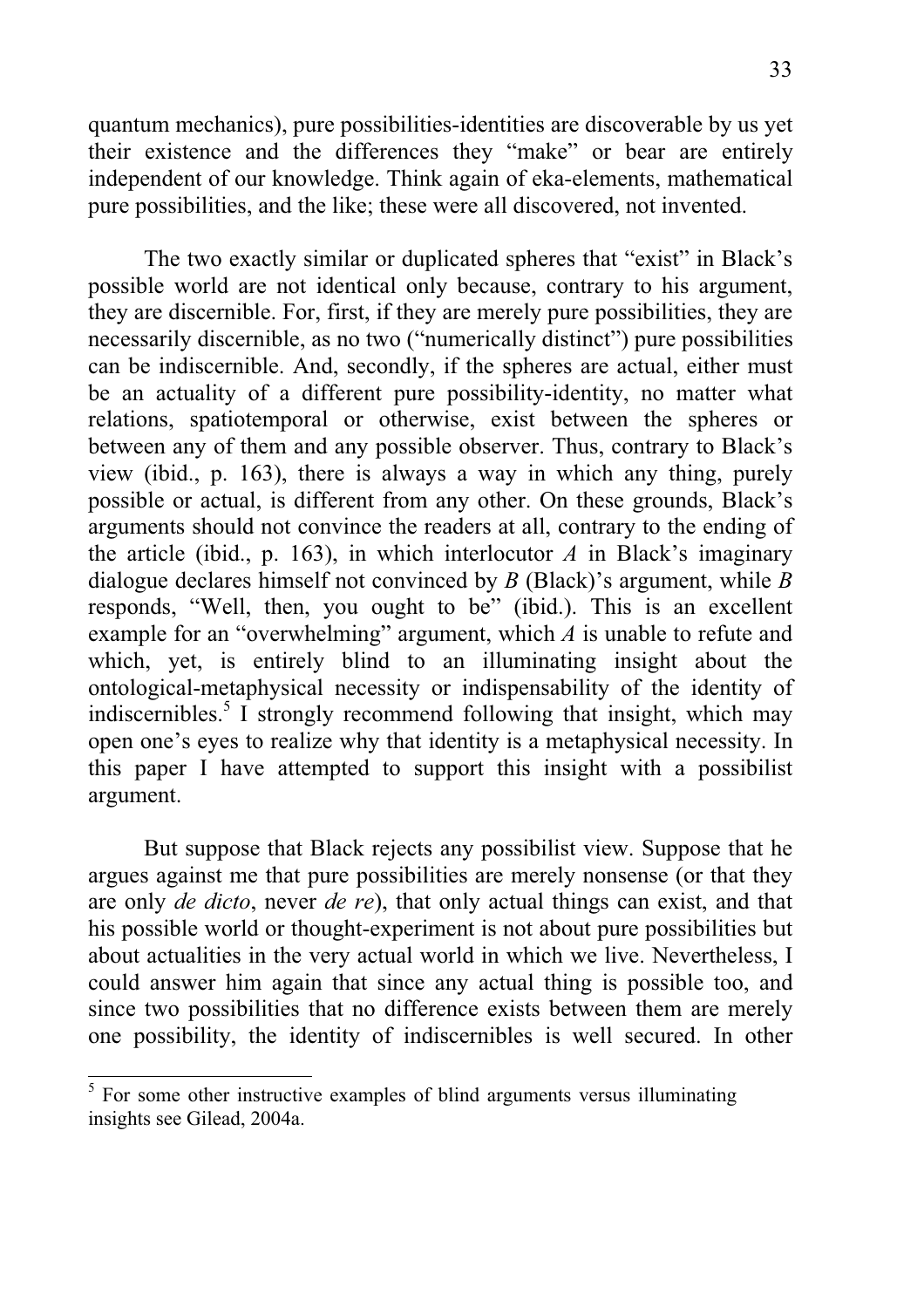quantum mechanics), pure possibilities-identities are discoverable by us yet their existence and the differences they "make" or bear are entirely independent of our knowledge. Think again of eka-elements, mathematical pure possibilities, and the like; these were all discovered, not invented.

The two exactly similar or duplicated spheres that "exist" in Black's possible world are not identical only because, contrary to his argument, they are discernible. For, first, if they are merely pure possibilities, they are necessarily discernible, as no two ("numerically distinct") pure possibilities can be indiscernible. And, secondly, if the spheres are actual, either must be an actuality of a different pure possibility-identity, no matter what relations, spatiotemporal or otherwise, exist between the spheres or between any of them and any possible observer. Thus, contrary to Black's view (ibid., p. 163), there is always a way in which any thing, purely possible or actual, is different from any other. On these grounds, Black's arguments should not convince the readers at all, contrary to the ending of the article (ibid., p. 163), in which interlocutor *A* in Black's imaginary dialogue declares himself not convinced by *B* (Black)'s argument, while *B* responds, "Well, then, you ought to be" (ibid.). This is an excellent example for an "overwhelming" argument, which *A* is unable to refute and which, yet, is entirely blind to an illuminating insight about the ontological-metaphysical necessity or indispensability of the identity of indiscernibles.[5] I strongly recommend following that insight, which may open one's eyes to realize why that identity is a metaphysical necessity. In this paper I have attempted to support this insight with a possibilist argument.

But suppose that Black rejects any possibilist view. Suppose that he argues against me that pure possibilities are merely nonsense (or that they are only *de dicto*, never *de re*), that only actual things can exist, and that his possible world or thought-experiment is not about pure possibilities but about actualities in the very actual world in which we live. Nevertheless, I could answer him again that since any actual thing is possible too, and since two possibilities that no difference exists between them are merely one possibility, the identity of indiscernibles is well secured. In other

---

[5] For some other instructive examples of blind arguments versus illuminating insights see Gilead, 2004a.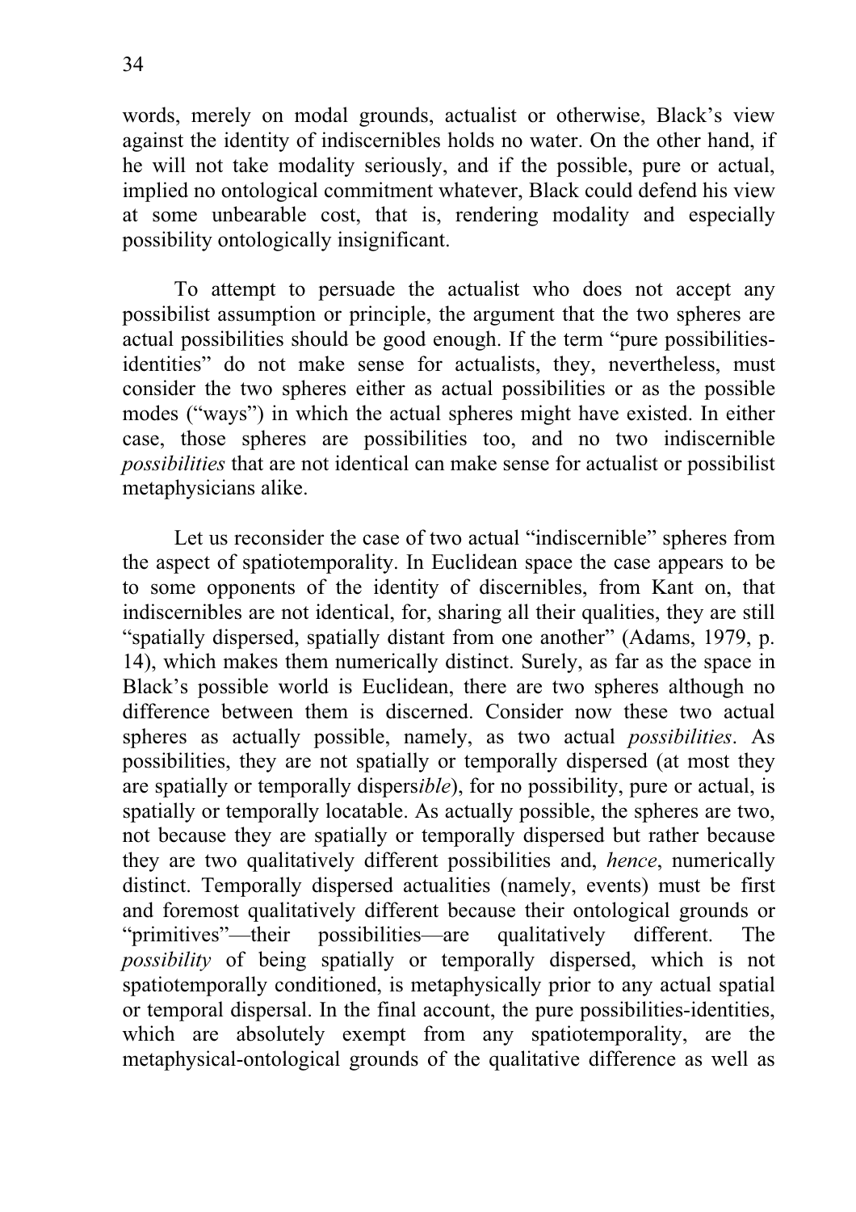words, merely on modal grounds, actualist or otherwise, Black's view against the identity of indiscernibles holds no water. On the other hand, if he will not take modality seriously, and if the possible, pure or actual, implied no ontological commitment whatever, Black could defend his view at some unbearable cost, that is, rendering modality and especially possibility ontologically insignificant.

To attempt to persuade the actualist who does not accept any possibilist assumption or principle, the argument that the two spheres are actual possibilities should be good enough. If the term "pure possibilities-identities" do not make sense for actualists, they, nevertheless, must consider the two spheres either as actual possibilities or as the possible modes ("ways") in which the actual spheres might have existed. In either case, those spheres are possibilities too, and no two indiscernible *possibilities* that are not identical can make sense for actualist or possibilist metaphysicians alike.

Let us reconsider the case of two actual "indiscernible" spheres from the aspect of spatiotemporality. In Euclidean space the case appears to be to some opponents of the identity of discernibles, from Kant on, that indiscernibles are not identical, for, sharing all their qualities, they are still "spatially dispersed, spatially distant from one another" (Adams, 1979, p. 14), which makes them numerically distinct. Surely, as far as the space in Black's possible world is Euclidean, there are two spheres although no difference between them is discerned. Consider now these two actual spheres as actually possible, namely, as two actual *possibilities*. As possibilities, they are not spatially or temporally dispersed (at most they are spatially or temporally dispers*ible*), for no possibility, pure or actual, is spatially or temporally locatable. As actually possible, the spheres are two, not because they are spatially or temporally dispersed but rather because they are two qualitatively different possibilities and, *hence*, numerically distinct. Temporally dispersed actualities (namely, events) must be first and foremost qualitatively different because their ontological grounds or "primitives"—their possibilities—are qualitatively different. The *possibility* of being spatially or temporally dispersed, which is not spatiotemporally conditioned, is metaphysically prior to any actual spatial or temporal dispersal. In the final account, the pure possibilities-identities, which are absolutely exempt from any spatiotemporality, are the metaphysical-ontological grounds of the qualitative difference as well as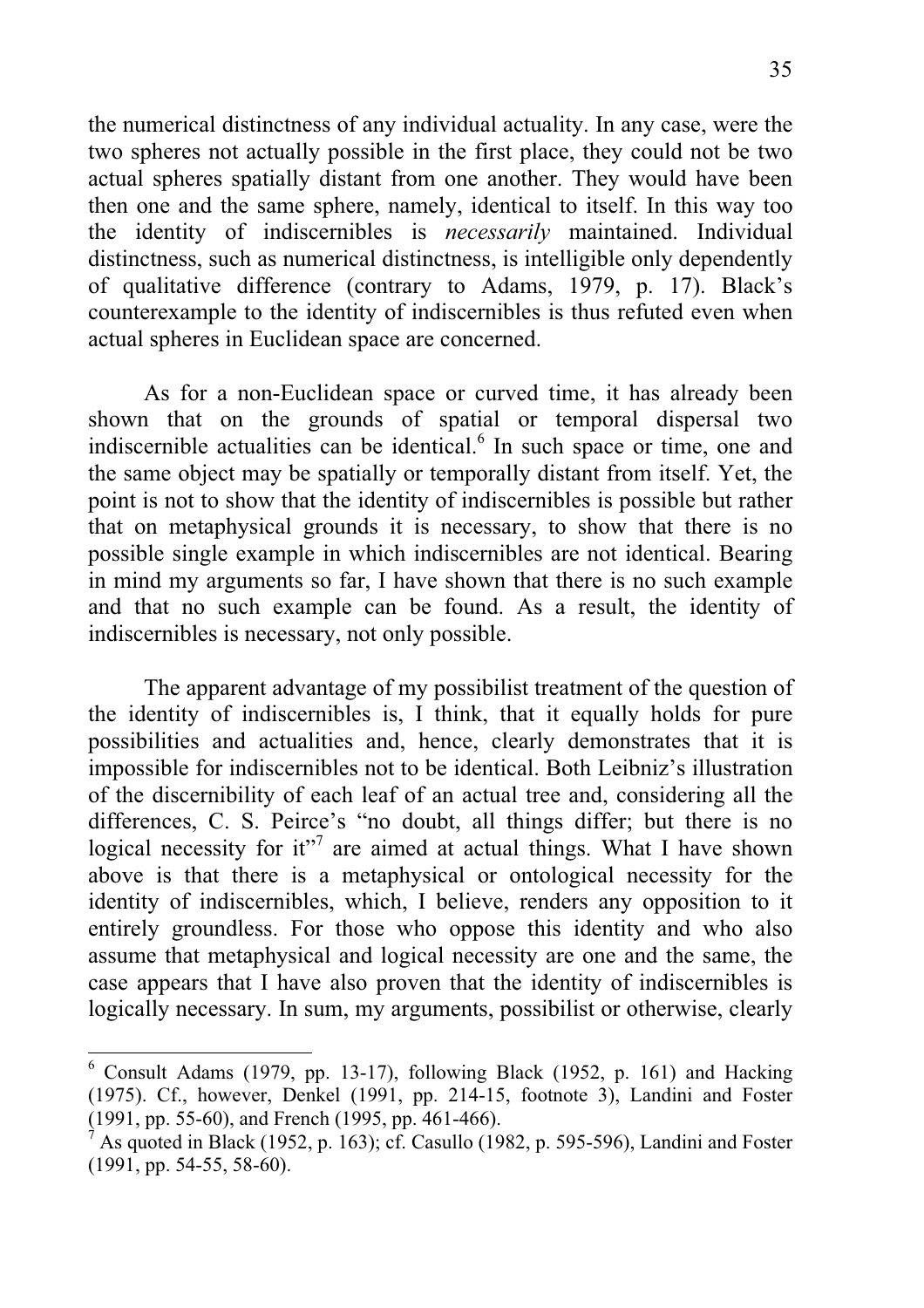the numerical distinctness of any individual actuality. In any case, were the two spheres not actually possible in the first place, they could not be two actual spheres spatially distant from one another. They would have been then one and the same sphere, namely, identical to itself. In this way too the identity of indiscernibles is *necessarily* maintained. Individual distinctness, such as numerical distinctness, is intelligible only dependently of qualitative difference (contrary to Adams, 1979, p. 17). Black's counterexample to the identity of indiscernibles is thus refuted even when actual spheres in Euclidean space are concerned.

As for a non-Euclidean space or curved time, it has already been shown that on the grounds of spatial or temporal dispersal two indiscernible actualities can be identical.[6] In such space or time, one and the same object may be spatially or temporally distant from itself. Yet, the point is not to show that the identity of indiscernibles is possible but rather that on metaphysical grounds it is necessary, to show that there is no possible single example in which indiscernibles are not identical. Bearing in mind my arguments so far, I have shown that there is no such example and that no such example can be found. As a result, the identity of indiscernibles is necessary, not only possible.

The apparent advantage of my possibilist treatment of the question of the identity of indiscernibles is, I think, that it equally holds for pure possibilities and actualities and, hence, clearly demonstrates that it is impossible for indiscernibles not to be identical. Both Leibniz's illustration of the discernibility of each leaf of an actual tree and, considering all the differences, C. S. Peirce's "no doubt, all things differ; but there is no logical necessity for it"[7] are aimed at actual things. What I have shown above is that there is a metaphysical or ontological necessity for the identity of indiscernibles, which, I believe, renders any opposition to it entirely groundless. For those who oppose this identity and who also assume that metaphysical and logical necessity are one and the same, the case appears that I have also proven that the identity of indiscernibles is logically necessary. In sum, my arguments, possibilist or otherwise, clearly

[6] Consult Adams (1979, pp. 13-17), following Black (1952, p. 161) and Hacking (1975). Cf., however, Denkel (1991, pp. 214-15, footnote 3), Landini and Foster (1991, pp. 55-60), and French (1995, pp. 461-466).

[7] As quoted in Black (1952, p. 163); cf. Casullo (1982, p. 595-596), Landini and Foster (1991, pp. 54-55, 58-60).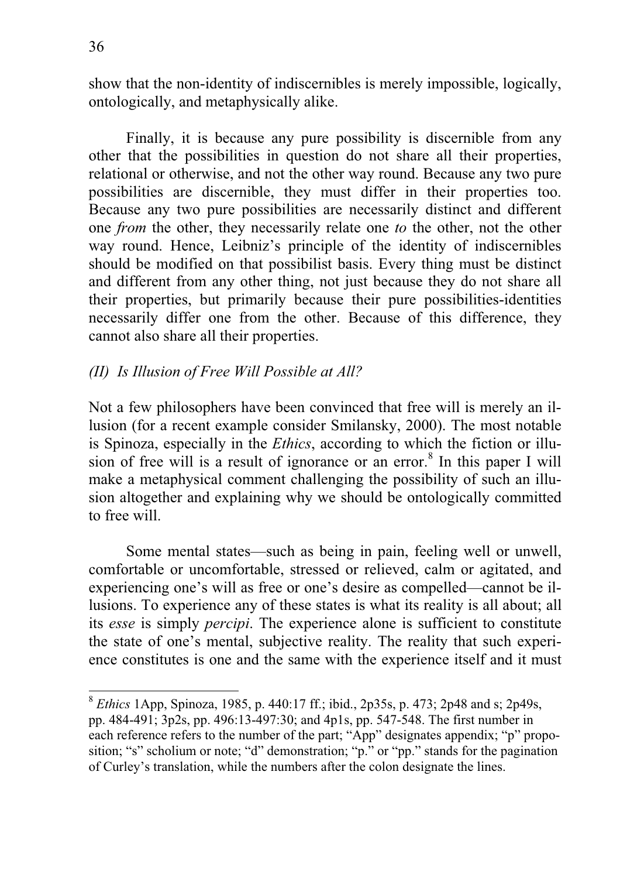show that the non-identity of indiscernibles is merely impossible, logically, ontologically, and metaphysically alike.

Finally, it is because any pure possibility is discernible from any other that the possibilities in question do not share all their properties, relational or otherwise, and not the other way round. Because any two pure possibilities are discernible, they must differ in their properties too. Because any two pure possibilities are necessarily distinct and different one *from* the other, they necessarily relate one *to* the other, not the other way round. Hence, Leibniz's principle of the identity of indiscernibles should be modified on that possibilist basis. Every thing must be distinct and different from any other thing, not just because they do not share all their properties, but primarily because their pure possibilities-identities necessarily differ one from the other. Because of this difference, they cannot also share all their properties.

### *(II) Is Illusion of Free Will Possible at All?*

Not a few philosophers have been convinced that free will is merely an illusion (for a recent example consider Smilansky, 2000). The most notable is Spinoza, especially in the *Ethics*, according to which the fiction or illusion of free will is a result of ignorance or an error.[8] In this paper I will make a metaphysical comment challenging the possibility of such an illusion altogether and explaining why we should be ontologically committed to free will.

Some mental states—such as being in pain, feeling well or unwell, comfortable or uncomfortable, stressed or relieved, calm or agitated, and experiencing one's will as free or one's desire as compelled—cannot be illusions. To experience any of these states is what its reality is all about; all its *esse* is simply *percipi*. The experience alone is sufficient to constitute the state of one's mental, subjective reality. The reality that such experience constitutes is one and the same with the experience itself and it must

---

[8] *Ethics* 1App, Spinoza, 1985, p. 440:17 ff.; ibid., 2p35s, p. 473; 2p48 and s; 2p49s, pp. 484-491; 3p2s, pp. 496:13-497:30; and 4p1s, pp. 547-548. The first number in each reference refers to the number of the part; "App" designates appendix; "p" proposition; "s" scholium or note; "d" demonstration; "p." or "pp." stands for the pagination of Curley's translation, while the numbers after the colon designate the lines.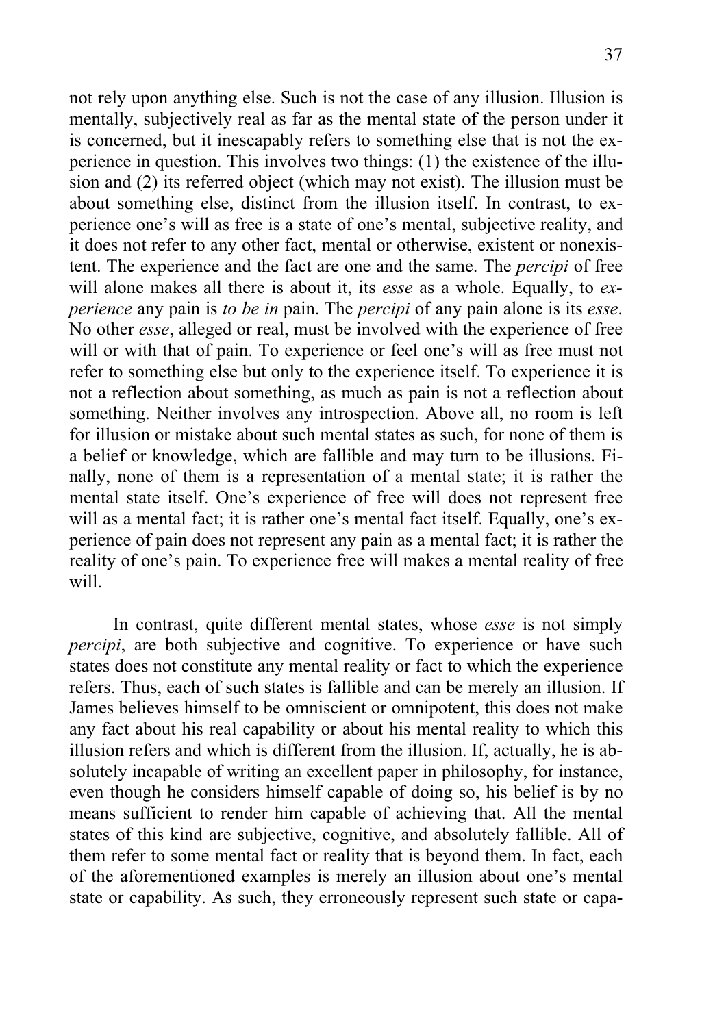not rely upon anything else. Such is not the case of any illusion. Illusion is mentally, subjectively real as far as the mental state of the person under it is concerned, but it inescapably refers to something else that is not the experience in question. This involves two things: (1) the existence of the illusion and (2) its referred object (which may not exist). The illusion must be about something else, distinct from the illusion itself. In contrast, to experience one's will as free is a state of one's mental, subjective reality, and it does not refer to any other fact, mental or otherwise, existent or nonexistent. The experience and the fact are one and the same. The *percipi* of free will alone makes all there is about it, its *esse* as a whole. Equally, to *experience* any pain is *to be in* pain. The *percipi* of any pain alone is its *esse*. No other *esse*, alleged or real, must be involved with the experience of free will or with that of pain. To experience or feel one's will as free must not refer to something else but only to the experience itself. To experience it is not a reflection about something, as much as pain is not a reflection about something. Neither involves any introspection. Above all, no room is left for illusion or mistake about such mental states as such, for none of them is a belief or knowledge, which are fallible and may turn to be illusions. Finally, none of them is a representation of a mental state; it is rather the mental state itself. One's experience of free will does not represent free will as a mental fact; it is rather one's mental fact itself. Equally, one's experience of pain does not represent any pain as a mental fact; it is rather the reality of one's pain. To experience free will makes a mental reality of free will.

In contrast, quite different mental states, whose *esse* is not simply *percipi*, are both subjective and cognitive. To experience or have such states does not constitute any mental reality or fact to which the experience refers. Thus, each of such states is fallible and can be merely an illusion. If James believes himself to be omniscient or omnipotent, this does not make any fact about his real capability or about his mental reality to which this illusion refers and which is different from the illusion. If, actually, he is absolutely incapable of writing an excellent paper in philosophy, for instance, even though he considers himself capable of doing so, his belief is by no means sufficient to render him capable of achieving that. All the mental states of this kind are subjective, cognitive, and absolutely fallible. All of them refer to some mental fact or reality that is beyond them. In fact, each of the aforementioned examples is merely an illusion about one's mental state or capability. As such, they erroneously represent such state or capa-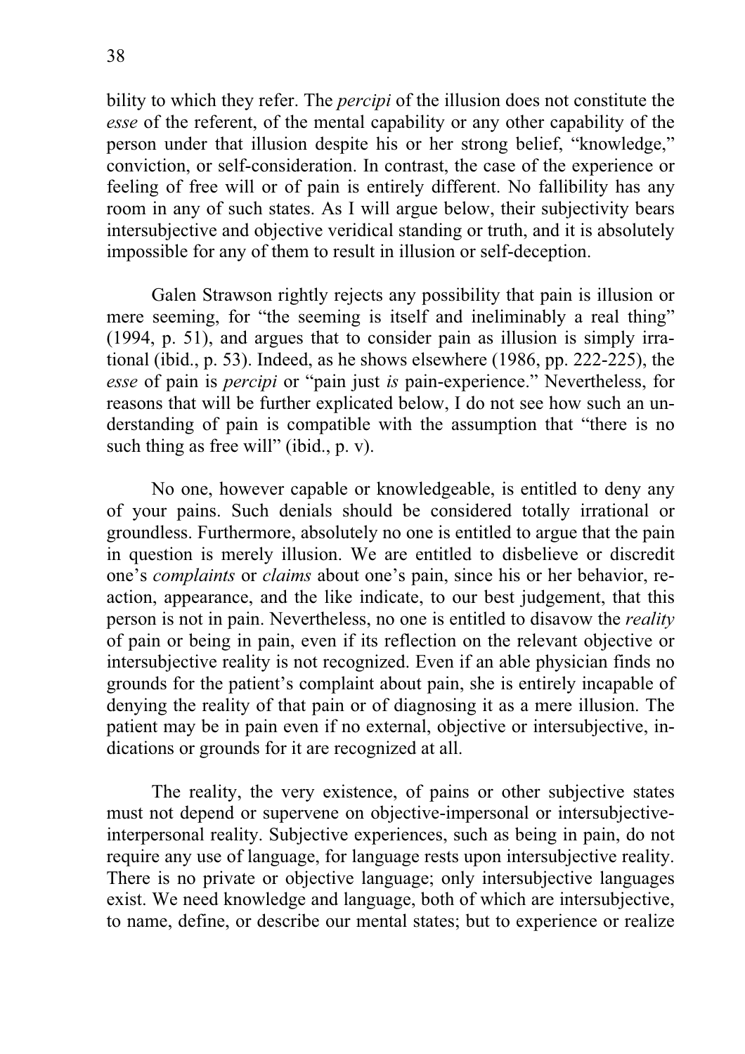bility to which they refer. The *percipi* of the illusion does not constitute the *esse* of the referent, of the mental capability or any other capability of the person under that illusion despite his or her strong belief, "knowledge," conviction, or self-consideration. In contrast, the case of the experience or feeling of free will or of pain is entirely different. No fallibility has any room in any of such states. As I will argue below, their subjectivity bears intersubjective and objective veridical standing or truth, and it is absolutely impossible for any of them to result in illusion or self-deception.

Galen Strawson rightly rejects any possibility that pain is illusion or mere seeming, for "the seeming is itself and ineliminably a real thing" (1994, p. 51), and argues that to consider pain as illusion is simply irrational (ibid., p. 53). Indeed, as he shows elsewhere (1986, pp. 222-225), the *esse* of pain is *percipi* or "pain just *is* pain-experience." Nevertheless, for reasons that will be further explicated below, I do not see how such an understanding of pain is compatible with the assumption that "there is no such thing as free will" (ibid., p. v).

No one, however capable or knowledgeable, is entitled to deny any of your pains. Such denials should be considered totally irrational or groundless. Furthermore, absolutely no one is entitled to argue that the pain in question is merely illusion. We are entitled to disbelieve or discredit one's *complaints* or *claims* about one's pain, since his or her behavior, reaction, appearance, and the like indicate, to our best judgement, that this person is not in pain. Nevertheless, no one is entitled to disavow the *reality* of pain or being in pain, even if its reflection on the relevant objective or intersubjective reality is not recognized. Even if an able physician finds no grounds for the patient's complaint about pain, she is entirely incapable of denying the reality of that pain or of diagnosing it as a mere illusion. The patient may be in pain even if no external, objective or intersubjective, indications or grounds for it are recognized at all.

The reality, the very existence, of pains or other subjective states must not depend or supervene on objective-impersonal or intersubjective-interpersonal reality. Subjective experiences, such as being in pain, do not require any use of language, for language rests upon intersubjective reality. There is no private or objective language; only intersubjective languages exist. We need knowledge and language, both of which are intersubjective, to name, define, or describe our mental states; but to experience or realize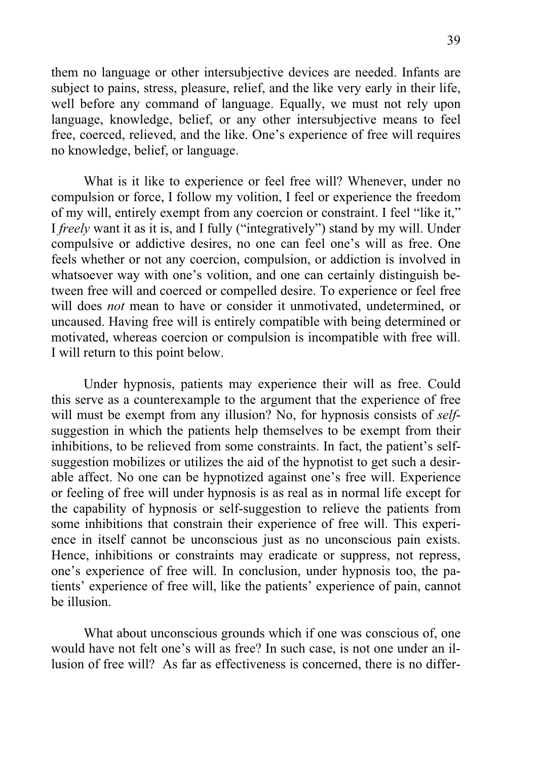them no language or other intersubjective devices are needed. Infants are subject to pains, stress, pleasure, relief, and the like very early in their life, well before any command of language. Equally, we must not rely upon language, knowledge, belief, or any other intersubjective means to feel free, coerced, relieved, and the like. One's experience of free will requires no knowledge, belief, or language.

What is it like to experience or feel free will? Whenever, under no compulsion or force, I follow my volition, I feel or experience the freedom of my will, entirely exempt from any coercion or constraint. I feel "like it," I *freely* want it as it is, and I fully ("integratively") stand by my will. Under compulsive or addictive desires, no one can feel one's will as free. One feels whether or not any coercion, compulsion, or addiction is involved in whatsoever way with one's volition, and one can certainly distinguish between free will and coerced or compelled desire. To experience or feel free will does *not* mean to have or consider it unmotivated, undetermined, or uncaused. Having free will is entirely compatible with being determined or motivated, whereas coercion or compulsion is incompatible with free will. I will return to this point below.

Under hypnosis, patients may experience their will as free. Could this serve as a counterexample to the argument that the experience of free will must be exempt from any illusion? No, for hypnosis consists of *self*-suggestion in which the patients help themselves to be exempt from their inhibitions, to be relieved from some constraints. In fact, the patient's self-suggestion mobilizes or utilizes the aid of the hypnotist to get such a desirable affect. No one can be hypnotized against one's free will. Experience or feeling of free will under hypnosis is as real as in normal life except for the capability of hypnosis or self-suggestion to relieve the patients from some inhibitions that constrain their experience of free will. This experience in itself cannot be unconscious just as no unconscious pain exists. Hence, inhibitions or constraints may eradicate or suppress, not repress, one's experience of free will. In conclusion, under hypnosis too, the patients' experience of free will, like the patients' experience of pain, cannot be illusion.

What about unconscious grounds which if one was conscious of, one would have not felt one's will as free? In such case, is not one under an illusion of free will? As far as effectiveness is concerned, there is no differ-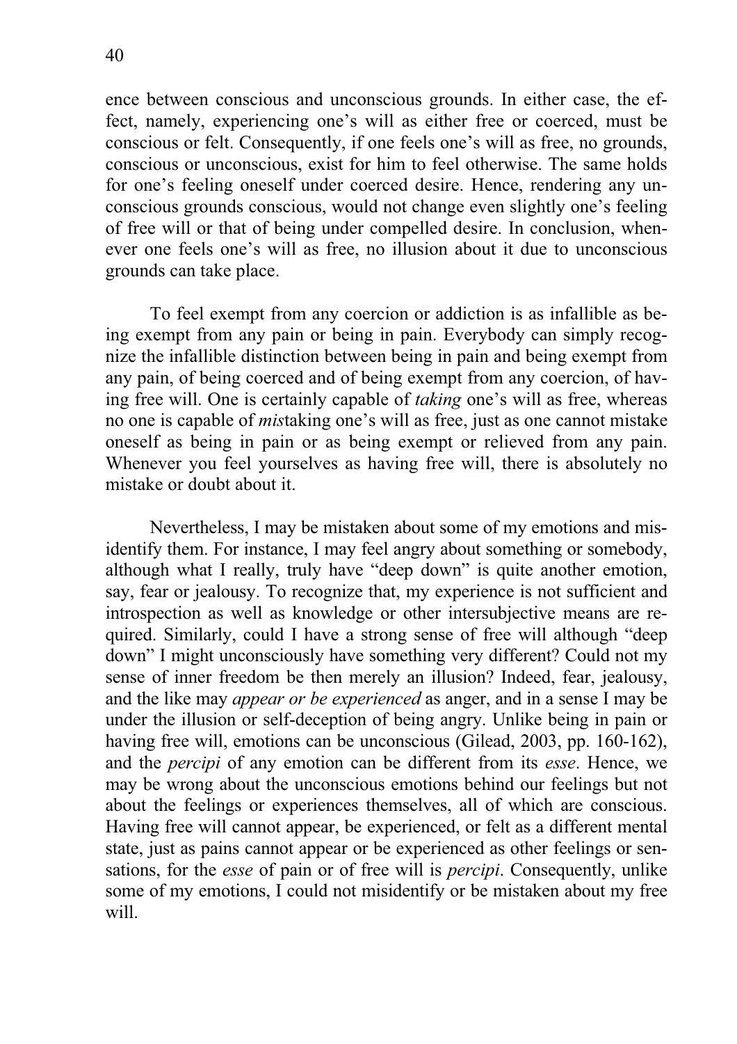ence between conscious and unconscious grounds. In either case, the effect, namely, experiencing one's will as either free or coerced, must be conscious or felt. Consequently, if one feels one's will as free, no grounds, conscious or unconscious, exist for him to feel otherwise. The same holds for one's feeling oneself under coerced desire. Hence, rendering any unconscious grounds conscious, would not change even slightly one's feeling of free will or that of being under compelled desire. In conclusion, whenever one feels one's will as free, no illusion about it due to unconscious grounds can take place.

To feel exempt from any coercion or addiction is as infallible as being exempt from any pain or being in pain. Everybody can simply recognize the infallible distinction between being in pain and being exempt from any pain, of being coerced and of being exempt from any coercion, of having free will. One is certainly capable of *taking* one's will as free, whereas no one is capable of *mis*taking one's will as free, just as one cannot mistake oneself as being in pain or as being exempt or relieved from any pain. Whenever you feel yourselves as having free will, there is absolutely no mistake or doubt about it.

Nevertheless, I may be mistaken about some of my emotions and misidentify them. For instance, I may feel angry about something or somebody, although what I really, truly have "deep down" is quite another emotion, say, fear or jealousy. To recognize that, my experience is not sufficient and introspection as well as knowledge or other intersubjective means are required. Similarly, could I have a strong sense of free will although "deep down" I might unconsciously have something very different? Could not my sense of inner freedom be then merely an illusion? Indeed, fear, jealousy, and the like may *appear or be experienced* as anger, and in a sense I may be under the illusion or self-deception of being angry. Unlike being in pain or having free will, emotions can be unconscious (Gilead, 2003, pp. 160-162), and the *percipi* of any emotion can be different from its *esse*. Hence, we may be wrong about the unconscious emotions behind our feelings but not about the feelings or experiences themselves, all of which are conscious. Having free will cannot appear, be experienced, or felt as a different mental state, just as pains cannot appear or be experienced as other feelings or sensations, for the *esse* of pain or of free will is *percipi*. Consequently, unlike some of my emotions, I could not misidentify or be mistaken about my free will.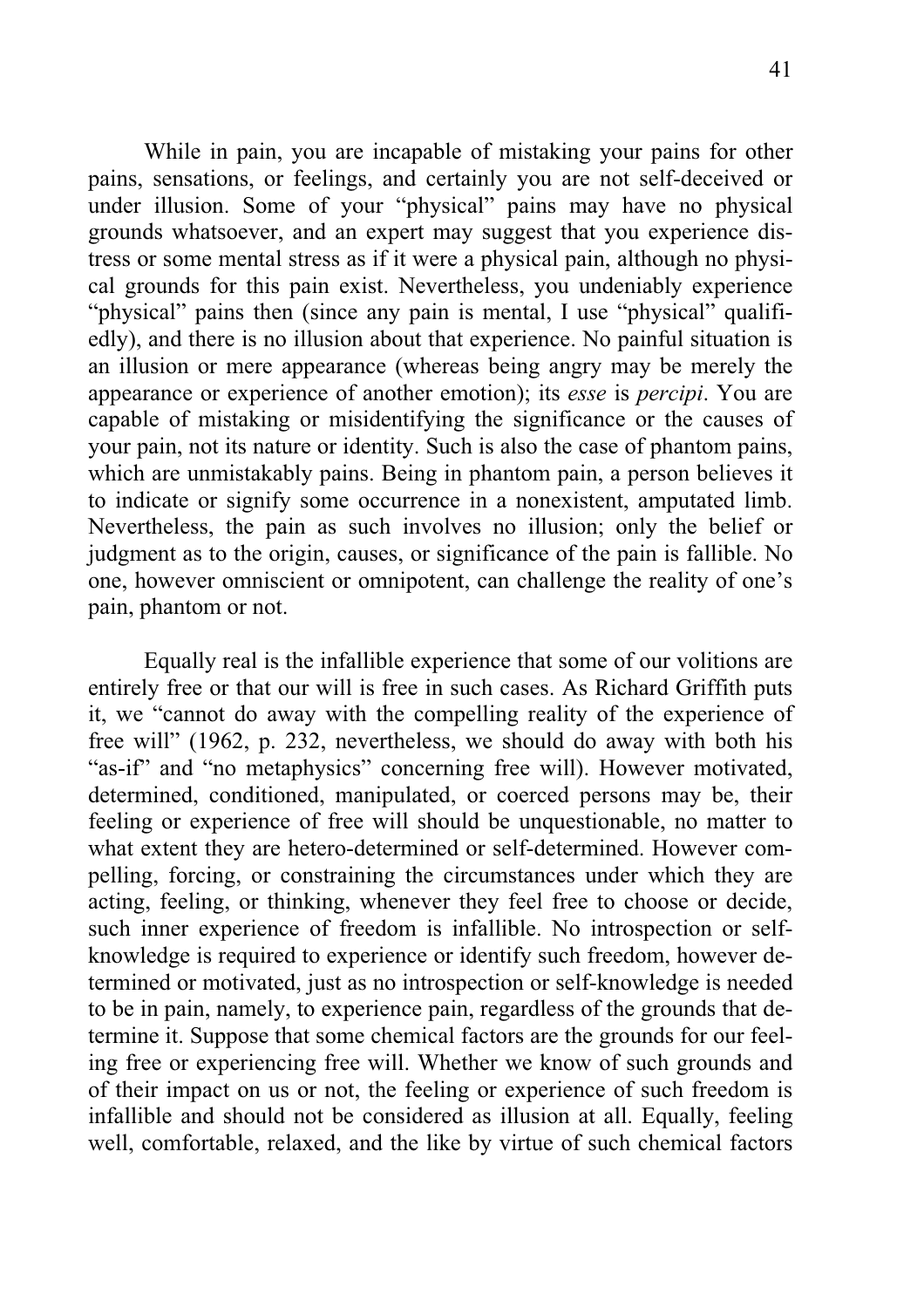While in pain, you are incapable of mistaking your pains for other pains, sensations, or feelings, and certainly you are not self-deceived or under illusion. Some of your "physical" pains may have no physical grounds whatsoever, and an expert may suggest that you experience distress or some mental stress as if it were a physical pain, although no physical grounds for this pain exist. Nevertheless, you undeniably experience "physical" pains then (since any pain is mental, I use "physical" qualifiedly), and there is no illusion about that experience. No painful situation is an illusion or mere appearance (whereas being angry may be merely the appearance or experience of another emotion); its *esse* is *percipi*. You are capable of mistaking or misidentifying the significance or the causes of your pain, not its nature or identity. Such is also the case of phantom pains, which are unmistakably pains. Being in phantom pain, a person believes it to indicate or signify some occurrence in a nonexistent, amputated limb. Nevertheless, the pain as such involves no illusion; only the belief or judgment as to the origin, causes, or significance of the pain is fallible. No one, however omniscient or omnipotent, can challenge the reality of one's pain, phantom or not.

Equally real is the infallible experience that some of our volitions are entirely free or that our will is free in such cases. As Richard Griffith puts it, we "cannot do away with the compelling reality of the experience of free will" (1962, p. 232, nevertheless, we should do away with both his "as-if" and "no metaphysics" concerning free will). However motivated, determined, conditioned, manipulated, or coerced persons may be, their feeling or experience of free will should be unquestionable, no matter to what extent they are hetero-determined or self-determined. However compelling, forcing, or constraining the circumstances under which they are acting, feeling, or thinking, whenever they feel free to choose or decide, such inner experience of freedom is infallible. No introspection or self-knowledge is required to experience or identify such freedom, however determined or motivated, just as no introspection or self-knowledge is needed to be in pain, namely, to experience pain, regardless of the grounds that determine it. Suppose that some chemical factors are the grounds for our feeling free or experiencing free will. Whether we know of such grounds and of their impact on us or not, the feeling or experience of such freedom is infallible and should not be considered as illusion at all. Equally, feeling well, comfortable, relaxed, and the like by virtue of such chemical factors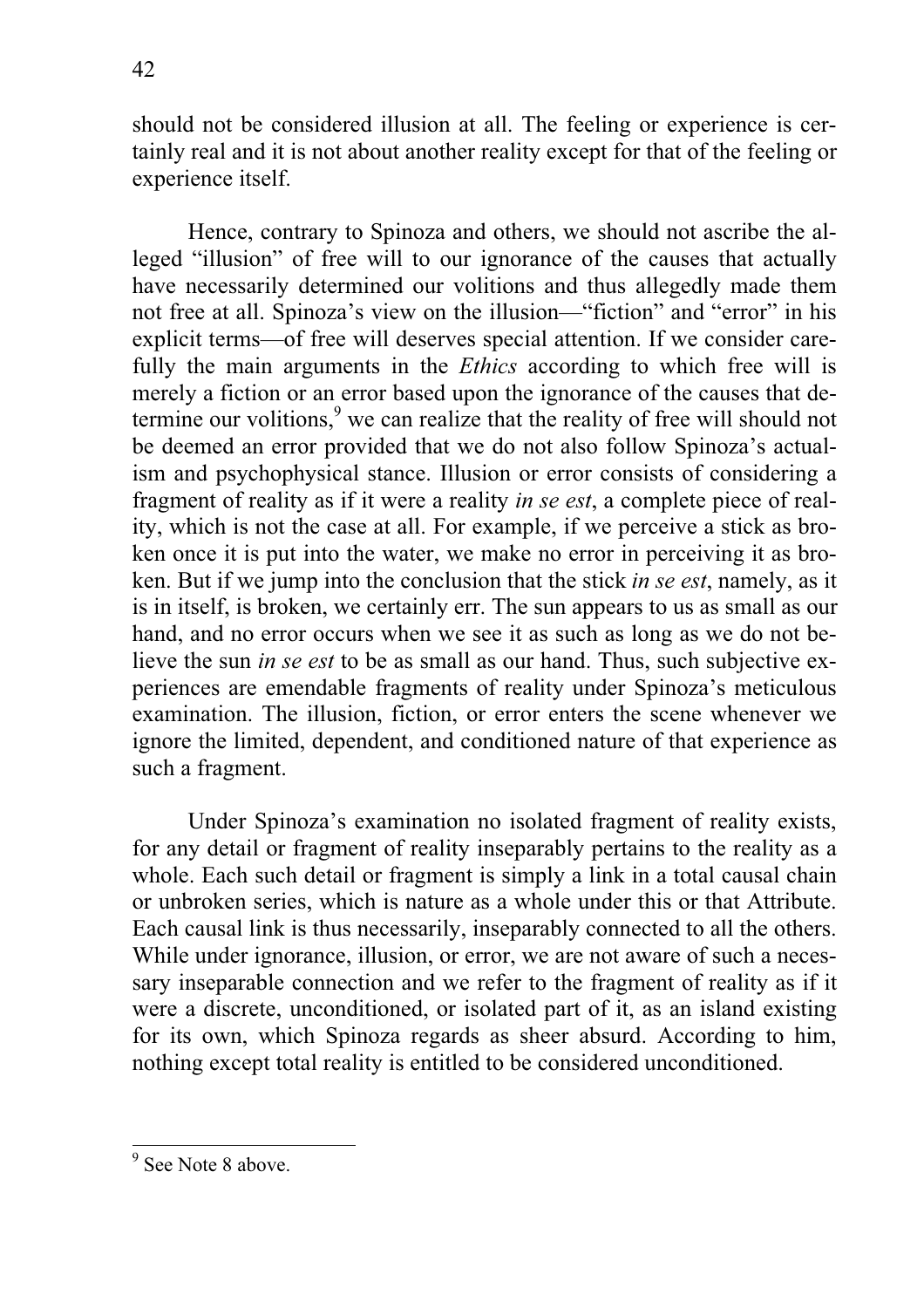should not be considered illusion at all. The feeling or experience is certainly real and it is not about another reality except for that of the feeling or experience itself.

Hence, contrary to Spinoza and others, we should not ascribe the alleged "illusion" of free will to our ignorance of the causes that actually have necessarily determined our volitions and thus allegedly made them not free at all. Spinoza's view on the illusion—"fiction" and "error" in his explicit terms—of free will deserves special attention. If we consider carefully the main arguments in the *Ethics* according to which free will is merely a fiction or an error based upon the ignorance of the causes that determine our volitions,[9] we can realize that the reality of free will should not be deemed an error provided that we do not also follow Spinoza's actualism and psychophysical stance. Illusion or error consists of considering a fragment of reality as if it were a reality *in se est*, a complete piece of reality, which is not the case at all. For example, if we perceive a stick as broken once it is put into the water, we make no error in perceiving it as broken. But if we jump into the conclusion that the stick *in se est*, namely, as it is in itself, is broken, we certainly err. The sun appears to us as small as our hand, and no error occurs when we see it as such as long as we do not believe the sun *in se est* to be as small as our hand. Thus, such subjective experiences are emendable fragments of reality under Spinoza's meticulous examination. The illusion, fiction, or error enters the scene whenever we ignore the limited, dependent, and conditioned nature of that experience as such a fragment.

Under Spinoza's examination no isolated fragment of reality exists, for any detail or fragment of reality inseparably pertains to the reality as a whole. Each such detail or fragment is simply a link in a total causal chain or unbroken series, which is nature as a whole under this or that Attribute. Each causal link is thus necessarily, inseparably connected to all the others. While under ignorance, illusion, or error, we are not aware of such a necessary inseparable connection and we refer to the fragment of reality as if it were a discrete, unconditioned, or isolated part of it, as an island existing for its own, which Spinoza regards as sheer absurd. According to him, nothing except total reality is entitled to be considered unconditioned.

[9] See Note 8 above.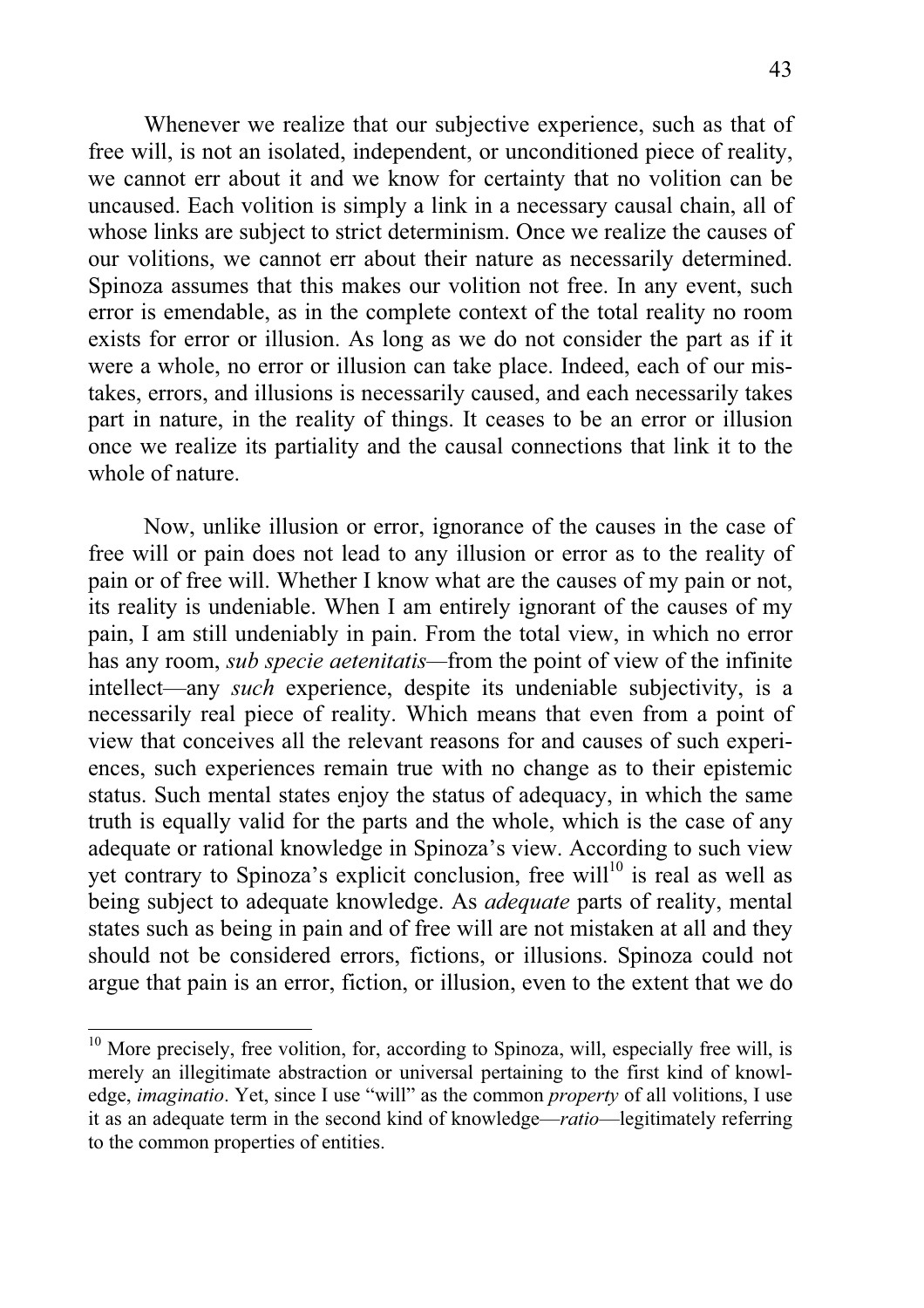Whenever we realize that our subjective experience, such as that of free will, is not an isolated, independent, or unconditioned piece of reality, we cannot err about it and we know for certainty that no volition can be uncaused. Each volition is simply a link in a necessary causal chain, all of whose links are subject to strict determinism. Once we realize the causes of our volitions, we cannot err about their nature as necessarily determined. Spinoza assumes that this makes our volition not free. In any event, such error is emendable, as in the complete context of the total reality no room exists for error or illusion. As long as we do not consider the part as if it were a whole, no error or illusion can take place. Indeed, each of our mistakes, errors, and illusions is necessarily caused, and each necessarily takes part in nature, in the reality of things. It ceases to be an error or illusion once we realize its partiality and the causal connections that link it to the whole of nature.

Now, unlike illusion or error, ignorance of the causes in the case of free will or pain does not lead to any illusion or error as to the reality of pain or of free will. Whether I know what are the causes of my pain or not, its reality is undeniable. When I am entirely ignorant of the causes of my pain, I am still undeniably in pain. From the total view, in which no error has any room, *sub specie aetenitatis*—from the point of view of the infinite intellect—any *such* experience, despite its undeniable subjectivity, is a necessarily real piece of reality. Which means that even from a point of view that conceives all the relevant reasons for and causes of such experiences, such experiences remain true with no change as to their epistemic status. Such mental states enjoy the status of adequacy, in which the same truth is equally valid for the parts and the whole, which is the case of any adequate or rational knowledge in Spinoza's view. According to such view yet contrary to Spinoza's explicit conclusion, free will[10] is real as well as being subject to adequate knowledge. As *adequate* parts of reality, mental states such as being in pain and of free will are not mistaken at all and they should not be considered errors, fictions, or illusions. Spinoza could not argue that pain is an error, fiction, or illusion, even to the extent that we do

[10] More precisely, free volition, for, according to Spinoza, will, especially free will, is merely an illegitimate abstraction or universal pertaining to the first kind of knowledge, *imaginatio*. Yet, since I use "will" as the common *property* of all volitions, I use it as an adequate term in the second kind of knowledge—*ratio*—legitimately referring to the common properties of entities.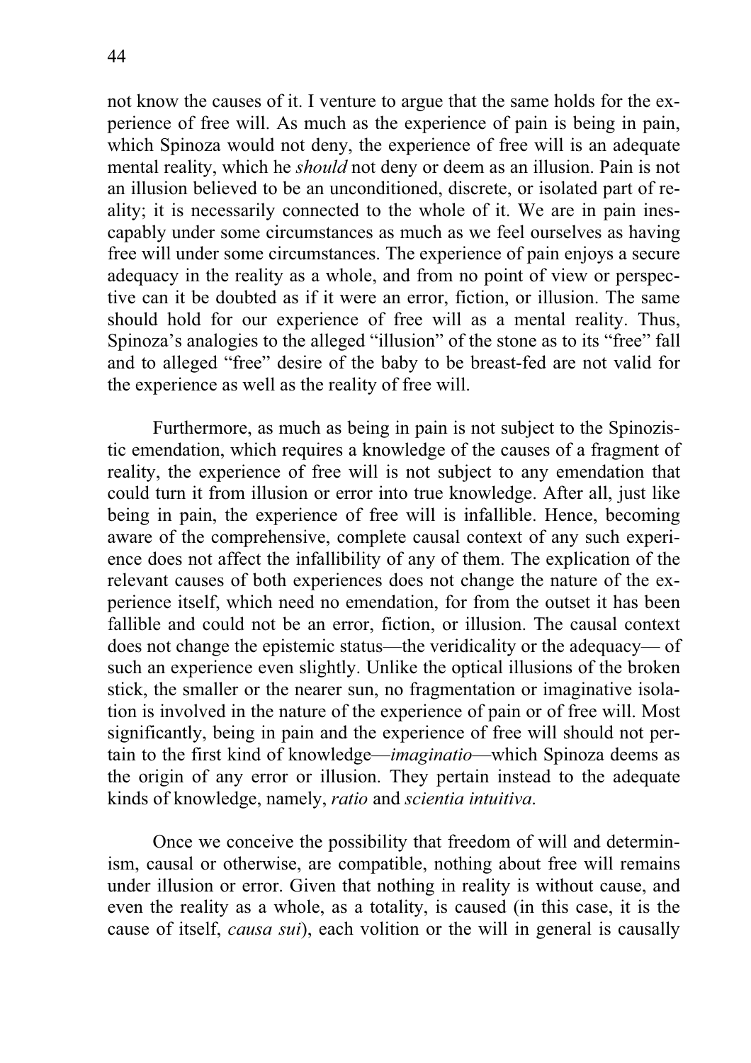not know the causes of it. I venture to argue that the same holds for the experience of free will. As much as the experience of pain is being in pain, which Spinoza would not deny, the experience of free will is an adequate mental reality, which he *should* not deny or deem as an illusion. Pain is not an illusion believed to be an unconditioned, discrete, or isolated part of reality; it is necessarily connected to the whole of it. We are in pain inescapably under some circumstances as much as we feel ourselves as having free will under some circumstances. The experience of pain enjoys a secure adequacy in the reality as a whole, and from no point of view or perspective can it be doubted as if it were an error, fiction, or illusion. The same should hold for our experience of free will as a mental reality. Thus, Spinoza's analogies to the alleged "illusion" of the stone as to its "free" fall and to alleged "free" desire of the baby to be breast-fed are not valid for the experience as well as the reality of free will.

Furthermore, as much as being in pain is not subject to the Spinozistic emendation, which requires a knowledge of the causes of a fragment of reality, the experience of free will is not subject to any emendation that could turn it from illusion or error into true knowledge. After all, just like being in pain, the experience of free will is infallible. Hence, becoming aware of the comprehensive, complete causal context of any such experience does not affect the infallibility of any of them. The explication of the relevant causes of both experiences does not change the nature of the experience itself, which need no emendation, for from the outset it has been fallible and could not be an error, fiction, or illusion. The causal context does not change the epistemic status—the veridicality or the adequacy— of such an experience even slightly. Unlike the optical illusions of the broken stick, the smaller or the nearer sun, no fragmentation or imaginative isolation is involved in the nature of the experience of pain or of free will. Most significantly, being in pain and the experience of free will should not pertain to the first kind of knowledge—*imaginatio*—which Spinoza deems as the origin of any error or illusion. They pertain instead to the adequate kinds of knowledge, namely, *ratio* and *scientia intuitiva*.

Once we conceive the possibility that freedom of will and determinism, causal or otherwise, are compatible, nothing about free will remains under illusion or error. Given that nothing in reality is without cause, and even the reality as a whole, as a totality, is caused (in this case, it is the cause of itself, *causa sui*), each volition or the will in general is causally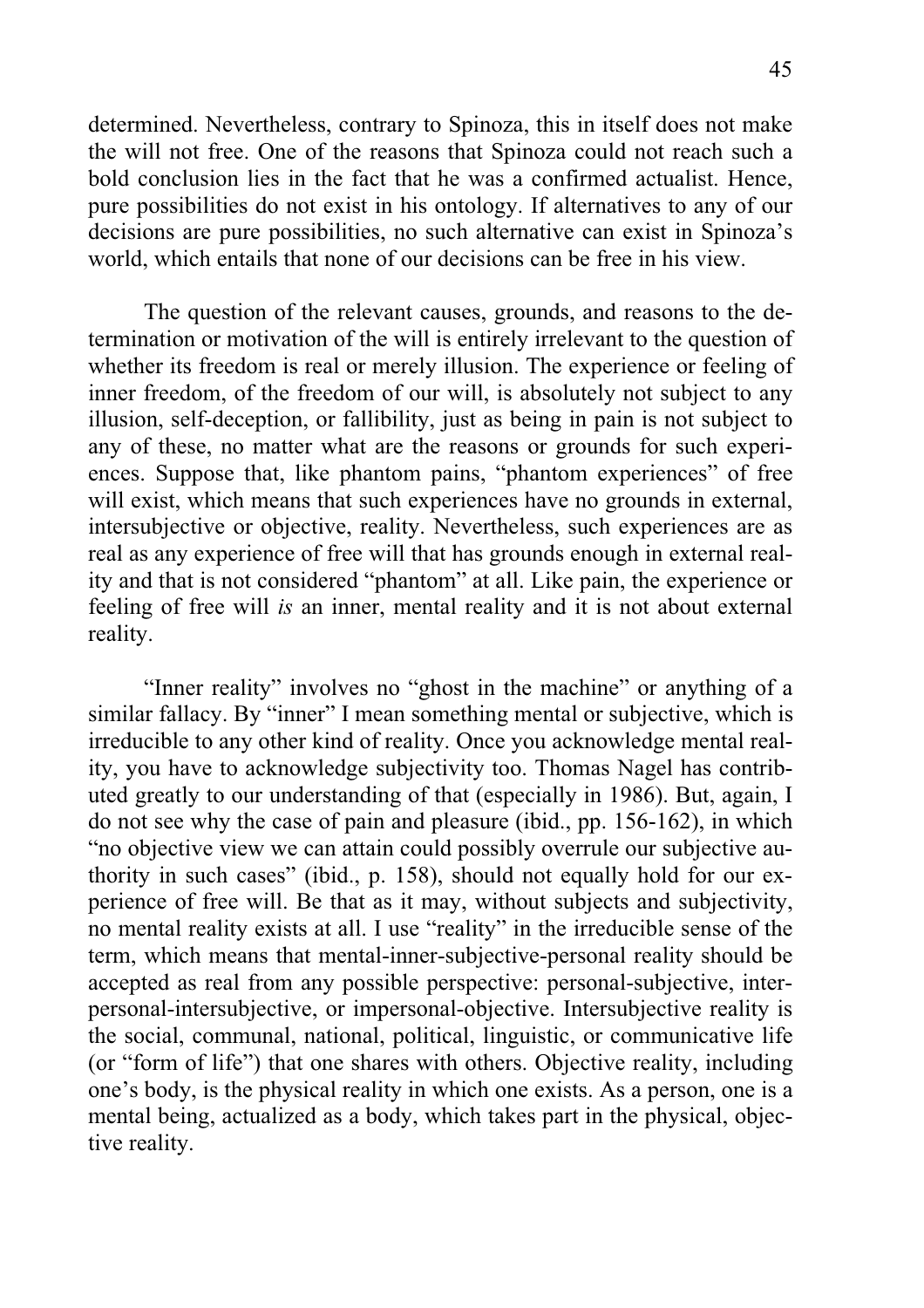determined. Nevertheless, contrary to Spinoza, this in itself does not make the will not free. One of the reasons that Spinoza could not reach such a bold conclusion lies in the fact that he was a confirmed actualist. Hence, pure possibilities do not exist in his ontology. If alternatives to any of our decisions are pure possibilities, no such alternative can exist in Spinoza's world, which entails that none of our decisions can be free in his view.

The question of the relevant causes, grounds, and reasons to the determination or motivation of the will is entirely irrelevant to the question of whether its freedom is real or merely illusion. The experience or feeling of inner freedom, of the freedom of our will, is absolutely not subject to any illusion, self-deception, or fallibility, just as being in pain is not subject to any of these, no matter what are the reasons or grounds for such experiences. Suppose that, like phantom pains, "phantom experiences" of free will exist, which means that such experiences have no grounds in external, intersubjective or objective, reality. Nevertheless, such experiences are as real as any experience of free will that has grounds enough in external reality and that is not considered "phantom" at all. Like pain, the experience or feeling of free will *is* an inner, mental reality and it is not about external reality.

"Inner reality" involves no "ghost in the machine" or anything of a similar fallacy. By "inner" I mean something mental or subjective, which is irreducible to any other kind of reality. Once you acknowledge mental reality, you have to acknowledge subjectivity too. Thomas Nagel has contributed greatly to our understanding of that (especially in 1986). But, again, I do not see why the case of pain and pleasure (ibid., pp. 156-162), in which "no objective view we can attain could possibly overrule our subjective authority in such cases" (ibid., p. 158), should not equally hold for our experience of free will. Be that as it may, without subjects and subjectivity, no mental reality exists at all. I use "reality" in the irreducible sense of the term, which means that mental-inner-subjective-personal reality should be accepted as real from any possible perspective: personal-subjective, interpersonal-intersubjective, or impersonal-objective. Intersubjective reality is the social, communal, national, political, linguistic, or communicative life (or "form of life") that one shares with others. Objective reality, including one's body, is the physical reality in which one exists. As a person, one is a mental being, actualized as a body, which takes part in the physical, objective reality.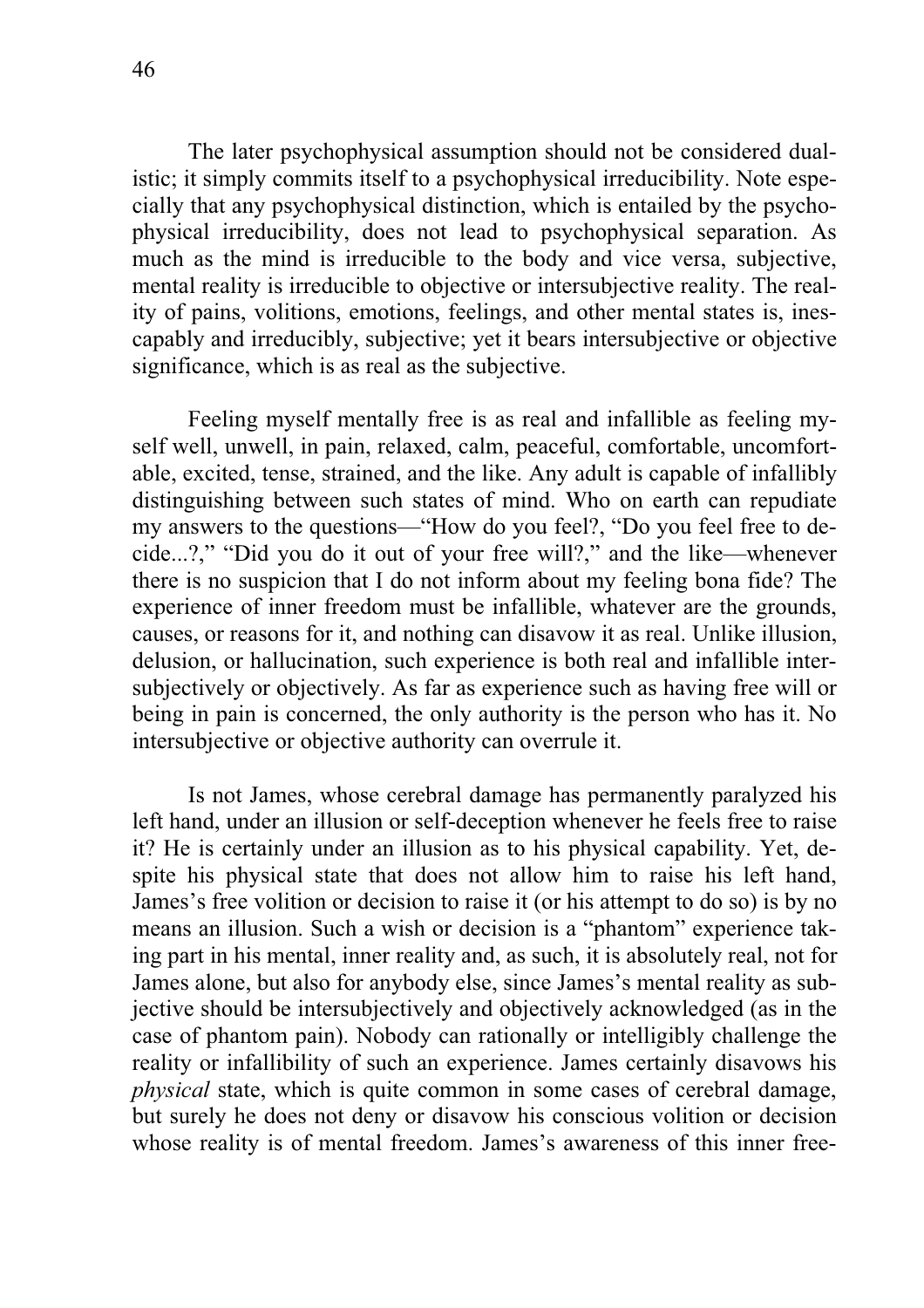The later psychophysical assumption should not be considered dualistic; it simply commits itself to a psychophysical irreducibility. Note especially that any psychophysical distinction, which is entailed by the psychophysical irreducibility, does not lead to psychophysical separation. As much as the mind is irreducible to the body and vice versa, subjective, mental reality is irreducible to objective or intersubjective reality. The reality of pains, volitions, emotions, feelings, and other mental states is, inescapably and irreducibly, subjective; yet it bears intersubjective or objective significance, which is as real as the subjective.

Feeling myself mentally free is as real and infallible as feeling myself well, unwell, in pain, relaxed, calm, peaceful, comfortable, uncomfortable, excited, tense, strained, and the like. Any adult is capable of infallibly distinguishing between such states of mind. Who on earth can repudiate my answers to the questions—"How do you feel?, "Do you feel free to decide...?," "Did you do it out of your free will?," and the like—whenever there is no suspicion that I do not inform about my feeling bona fide? The experience of inner freedom must be infallible, whatever are the grounds, causes, or reasons for it, and nothing can disavow it as real. Unlike illusion, delusion, or hallucination, such experience is both real and infallible intersubjectively or objectively. As far as experience such as having free will or being in pain is concerned, the only authority is the person who has it. No intersubjective or objective authority can overrule it.

Is not James, whose cerebral damage has permanently paralyzed his left hand, under an illusion or self-deception whenever he feels free to raise it? He is certainly under an illusion as to his physical capability. Yet, despite his physical state that does not allow him to raise his left hand, James's free volition or decision to raise it (or his attempt to do so) is by no means an illusion. Such a wish or decision is a "phantom" experience taking part in his mental, inner reality and, as such, it is absolutely real, not for James alone, but also for anybody else, since James's mental reality as subjective should be intersubjectively and objectively acknowledged (as in the case of phantom pain). Nobody can rationally or intelligibly challenge the reality or infallibility of such an experience. James certainly disavows his *physical* state, which is quite common in some cases of cerebral damage, but surely he does not deny or disavow his conscious volition or decision whose reality is of mental freedom. James's awareness of this inner free-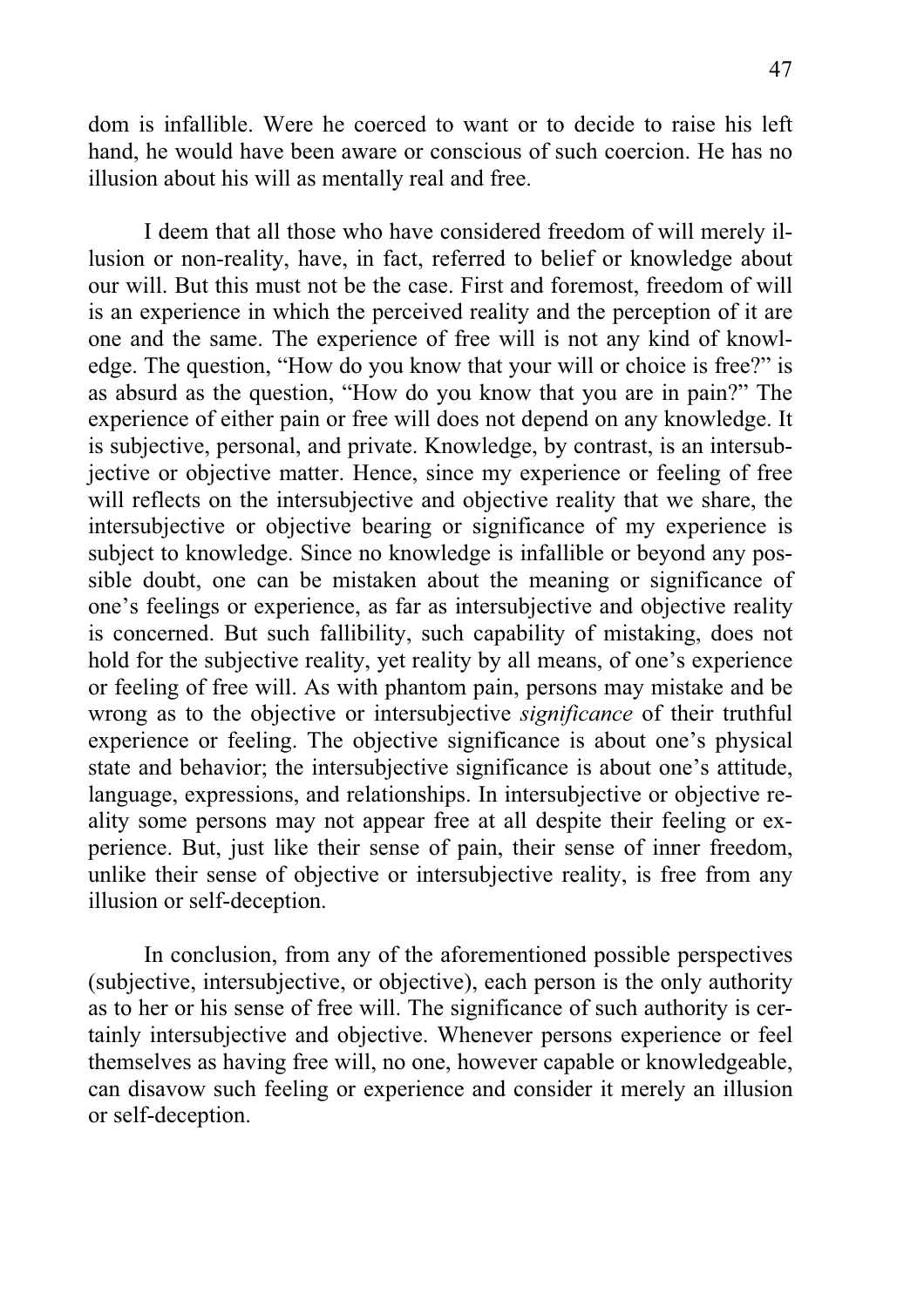dom is infallible. Were he coerced to want or to decide to raise his left hand, he would have been aware or conscious of such coercion. He has no illusion about his will as mentally real and free.

I deem that all those who have considered freedom of will merely illusion or non-reality, have, in fact, referred to belief or knowledge about our will. But this must not be the case. First and foremost, freedom of will is an experience in which the perceived reality and the perception of it are one and the same. The experience of free will is not any kind of knowledge. The question, "How do you know that your will or choice is free?" is as absurd as the question, "How do you know that you are in pain?" The experience of either pain or free will does not depend on any knowledge. It is subjective, personal, and private. Knowledge, by contrast, is an intersubjective or objective matter. Hence, since my experience or feeling of free will reflects on the intersubjective and objective reality that we share, the intersubjective or objective bearing or significance of my experience is subject to knowledge. Since no knowledge is infallible or beyond any possible doubt, one can be mistaken about the meaning or significance of one's feelings or experience, as far as intersubjective and objective reality is concerned. But such fallibility, such capability of mistaking, does not hold for the subjective reality, yet reality by all means, of one's experience or feeling of free will. As with phantom pain, persons may mistake and be wrong as to the objective or intersubjective *significance* of their truthful experience or feeling. The objective significance is about one's physical state and behavior; the intersubjective significance is about one's attitude, language, expressions, and relationships. In intersubjective or objective reality some persons may not appear free at all despite their feeling or experience. But, just like their sense of pain, their sense of inner freedom, unlike their sense of objective or intersubjective reality, is free from any illusion or self-deception.

In conclusion, from any of the aforementioned possible perspectives (subjective, intersubjective, or objective), each person is the only authority as to her or his sense of free will. The significance of such authority is certainly intersubjective and objective. Whenever persons experience or feel themselves as having free will, no one, however capable or knowledgeable, can disavow such feeling or experience and consider it merely an illusion or self-deception.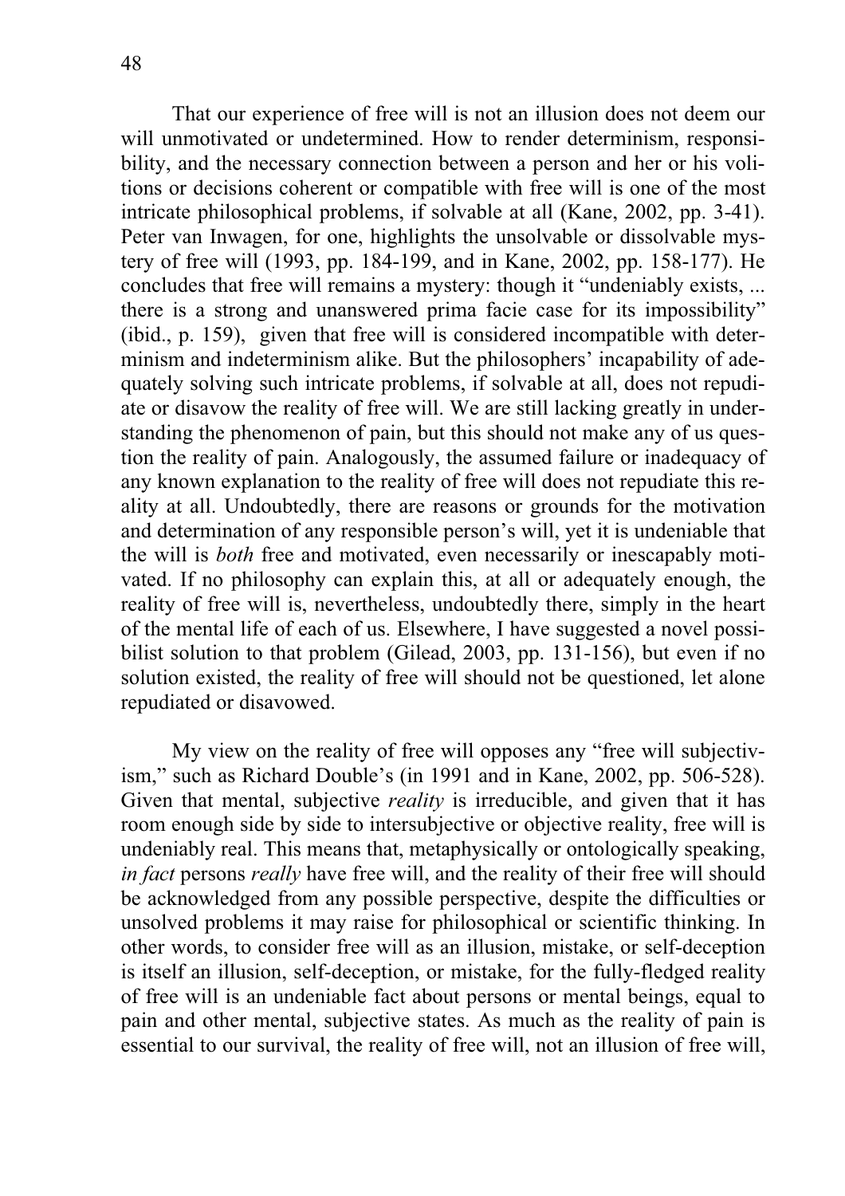That our experience of free will is not an illusion does not deem our will unmotivated or undetermined. How to render determinism, responsibility, and the necessary connection between a person and her or his volitions or decisions coherent or compatible with free will is one of the most intricate philosophical problems, if solvable at all (Kane, 2002, pp. 3-41). Peter van Inwagen, for one, highlights the unsolvable or dissolvable mystery of free will (1993, pp. 184-199, and in Kane, 2002, pp. 158-177). He concludes that free will remains a mystery: though it "undeniably exists, ... there is a strong and unanswered prima facie case for its impossibility" (ibid., p. 159), given that free will is considered incompatible with determinism and indeterminism alike. But the philosophers' incapability of adequately solving such intricate problems, if solvable at all, does not repudiate or disavow the reality of free will. We are still lacking greatly in understanding the phenomenon of pain, but this should not make any of us question the reality of pain. Analogously, the assumed failure or inadequacy of any known explanation to the reality of free will does not repudiate this reality at all. Undoubtedly, there are reasons or grounds for the motivation and determination of any responsible person's will, yet it is undeniable that the will is *both* free and motivated, even necessarily or inescapably motivated. If no philosophy can explain this, at all or adequately enough, the reality of free will is, nevertheless, undoubtedly there, simply in the heart of the mental life of each of us. Elsewhere, I have suggested a novel possibilist solution to that problem (Gilead, 2003, pp. 131-156), but even if no solution existed, the reality of free will should not be questioned, let alone repudiated or disavowed.

My view on the reality of free will opposes any "free will subjectivism," such as Richard Double's (in 1991 and in Kane, 2002, pp. 506-528). Given that mental, subjective *reality* is irreducible, and given that it has room enough side by side to intersubjective or objective reality, free will is undeniably real. This means that, metaphysically or ontologically speaking, *in fact* persons *really* have free will, and the reality of their free will should be acknowledged from any possible perspective, despite the difficulties or unsolved problems it may raise for philosophical or scientific thinking. In other words, to consider free will as an illusion, mistake, or self-deception is itself an illusion, self-deception, or mistake, for the fully-fledged reality of free will is an undeniable fact about persons or mental beings, equal to pain and other mental, subjective states. As much as the reality of pain is essential to our survival, the reality of free will, not an illusion of free will,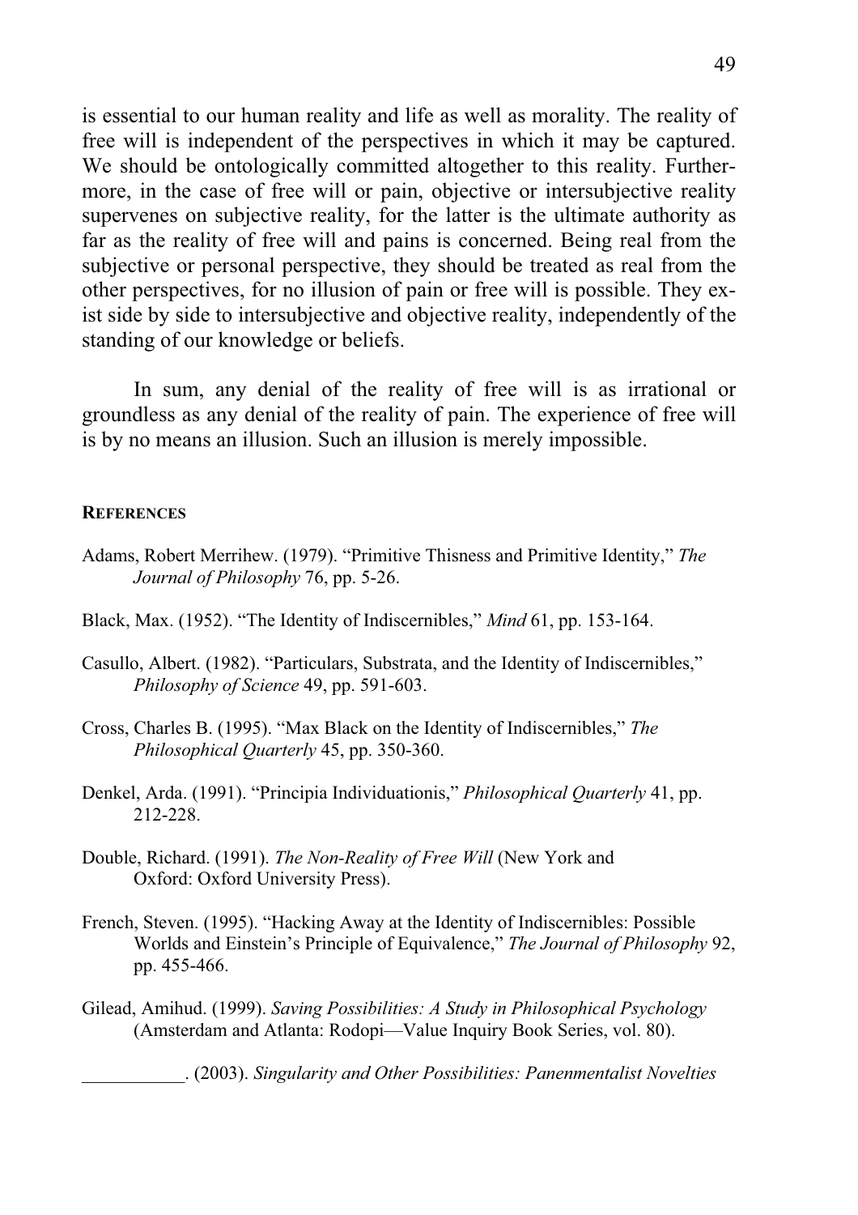is essential to our human reality and life as well as morality. The reality of free will is independent of the perspectives in which it may be captured. We should be ontologically committed altogether to this reality. Furthermore, in the case of free will or pain, objective or intersubjective reality supervenes on subjective reality, for the latter is the ultimate authority as far as the reality of free will and pains is concerned. Being real from the subjective or personal perspective, they should be treated as real from the other perspectives, for no illusion of pain or free will is possible. They exist side by side to intersubjective and objective reality, independently of the standing of our knowledge or beliefs.

In sum, any denial of the reality of free will is as irrational or groundless as any denial of the reality of pain. The experience of free will is by no means an illusion. Such an illusion is merely impossible.

#### REFERENCES

Adams, Robert Merrihew. (1979). "Primitive Thisness and Primitive Identity," *The Journal of Philosophy* 76, pp. 5-26.

Black, Max. (1952). "The Identity of Indiscernibles," *Mind* 61, pp. 153-164.

Casullo, Albert. (1982). "Particulars, Substrata, and the Identity of Indiscernibles," *Philosophy of Science* 49, pp. 591-603.

Cross, Charles B. (1995). "Max Black on the Identity of Indiscernibles," *The Philosophical Quarterly* 45, pp. 350-360.

Denkel, Arda. (1991). "Principia Individuationis," *Philosophical Quarterly* 41, pp. 212-228.

Double, Richard. (1991). *The Non-Reality of Free Will* (New York and Oxford: Oxford University Press).

French, Steven. (1995). "Hacking Away at the Identity of Indiscernibles: Possible Worlds and Einstein's Principle of Equivalence," *The Journal of Philosophy* 92, pp. 455-466.

Gilead, Amihud. (1999). *Saving Possibilities: A Study in Philosophical Psychology* (Amsterdam and Atlanta: Rodopi—Value Inquiry Book Series, vol. 80).

___________. (2003). *Singularity and Other Possibilities: Panenmentalist Novelties*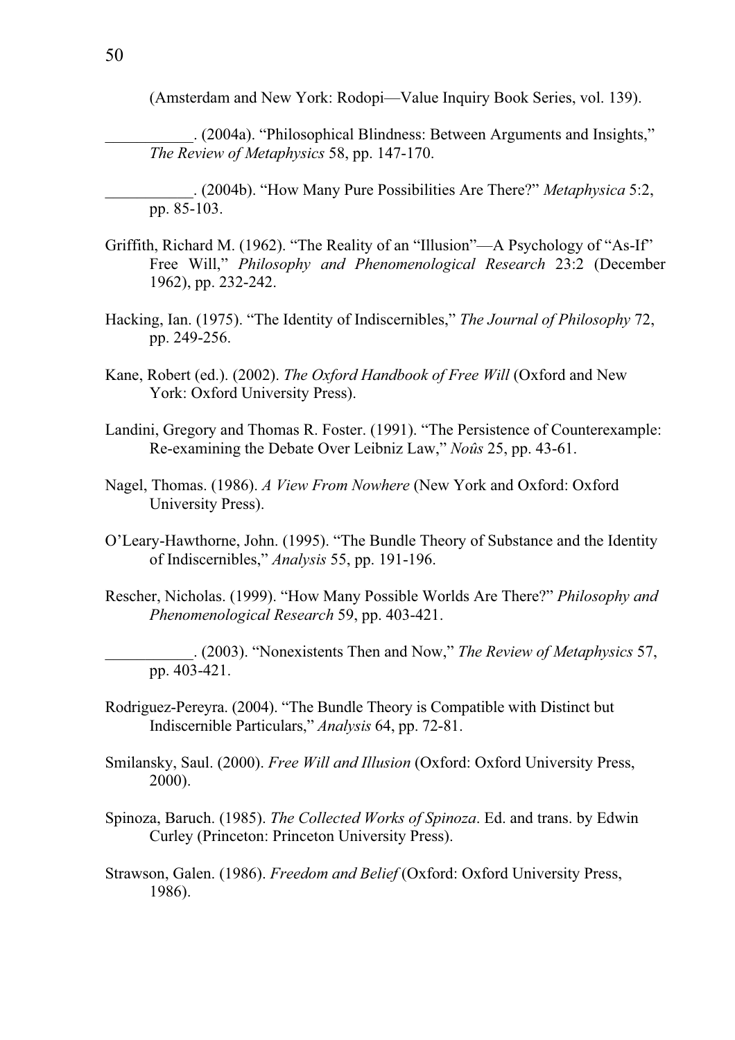(Amsterdam and New York: Rodopi—Value Inquiry Book Series, vol. 139).

___________. (2004a). "Philosophical Blindness: Between Arguments and Insights," *The Review of Metaphysics* 58, pp. 147-170.

___________. (2004b). "How Many Pure Possibilities Are There?" *Metaphysica* 5:2, pp. 85-103.

Griffith, Richard M. (1962). "The Reality of an "Illusion"—A Psychology of "As-If" Free Will," *Philosophy and Phenomenological Research* 23:2 (December 1962), pp. 232-242.

Hacking, Ian. (1975). "The Identity of Indiscernibles," *The Journal of Philosophy* 72, pp. 249-256.

Kane, Robert (ed.). (2002). *The Oxford Handbook of Free Will* (Oxford and New York: Oxford University Press).

Landini, Gregory and Thomas R. Foster. (1991). "The Persistence of Counterexample: Re-examining the Debate Over Leibniz Law," *Noûs* 25, pp. 43-61.

Nagel, Thomas. (1986). *A View From Nowhere* (New York and Oxford: Oxford University Press).

O'Leary-Hawthorne, John. (1995). "The Bundle Theory of Substance and the Identity of Indiscernibles," *Analysis* 55, pp. 191-196.

Rescher, Nicholas. (1999). "How Many Possible Worlds Are There?" *Philosophy and Phenomenological Research* 59, pp. 403-421.

___________. (2003). "Nonexistents Then and Now," *The Review of Metaphysics* 57, pp. 403-421.

Rodriguez-Pereyra. (2004). "The Bundle Theory is Compatible with Distinct but Indiscernible Particulars," *Analysis* 64, pp. 72-81.

Smilansky, Saul. (2000). *Free Will and Illusion* (Oxford: Oxford University Press, 2000).

Spinoza, Baruch. (1985). *The Collected Works of Spinoza*. Ed. and trans. by Edwin Curley (Princeton: Princeton University Press).

Strawson, Galen. (1986). *Freedom and Belief* (Oxford: Oxford University Press, 1986).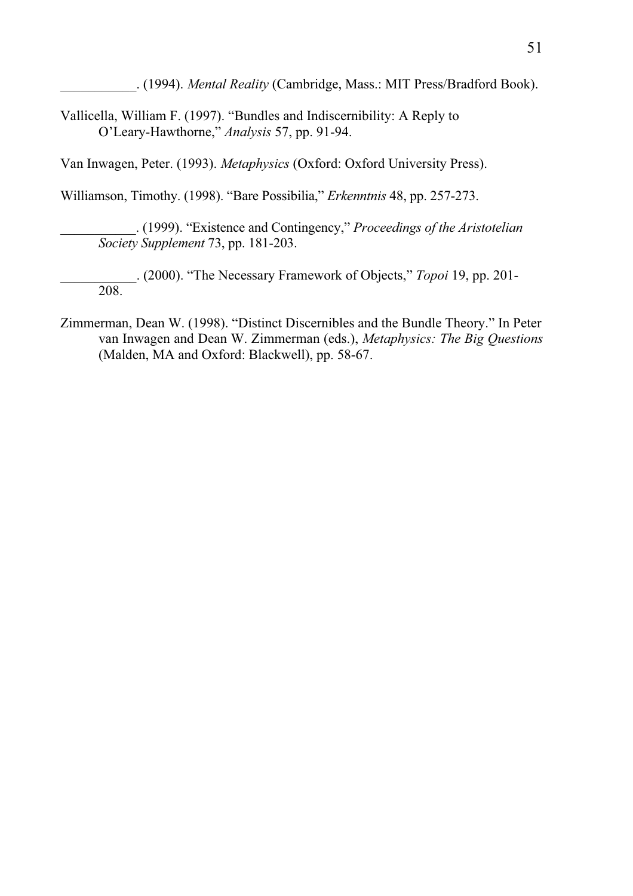___________. (1994). *Mental Reality* (Cambridge, Mass.: MIT Press/Bradford Book).

Vallicella, William F. (1997). “Bundles and Indiscernibility: A Reply to O’Leary-Hawthorne,” *Analysis* 57, pp. 91-94.

Van Inwagen, Peter. (1993). *Metaphysics* (Oxford: Oxford University Press).

Williamson, Timothy. (1998). “Bare Possibilia,” *Erkenntnis* 48, pp. 257-273.

___________. (1999). “Existence and Contingency,” *Proceedings of the Aristotelian Society Supplement* 73, pp. 181-203.

___________. (2000). “The Necessary Framework of Objects,” *Topoi* 19, pp. 201-208.

Zimmerman, Dean W. (1998). “Distinct Discernibles and the Bundle Theory.” In Peter van Inwagen and Dean W. Zimmerman (eds.), *Metaphysics: The Big Questions* (Malden, MA and Oxford: Blackwell), pp. 58-67.